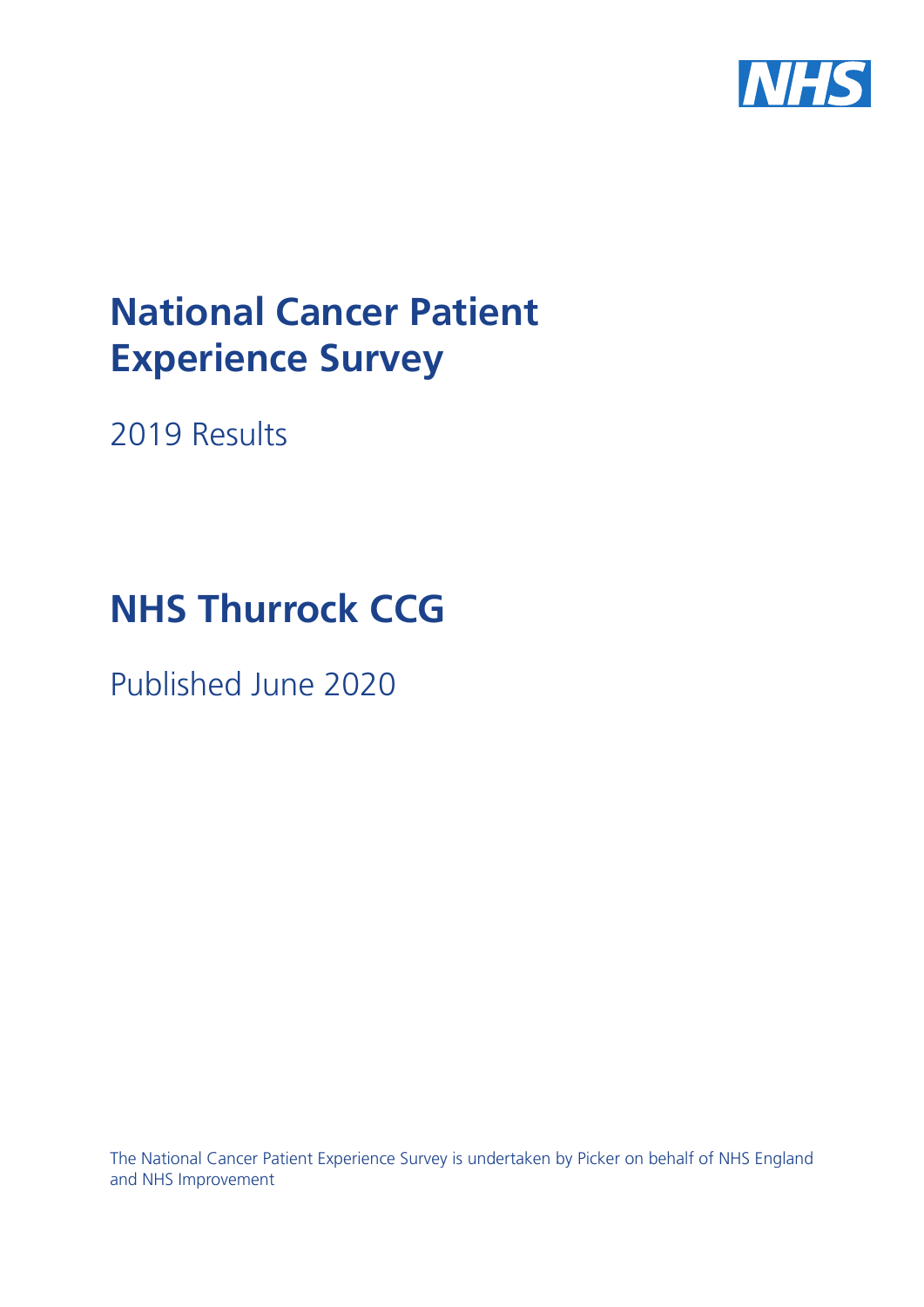# National Cancer Patient Experience Survey

2019 Results

# NHS Thurrock CCG

Published June 2020

The National Cancer Patient Experience Survey is undertaken by Picker on behalf of NHS England and NHS Improvement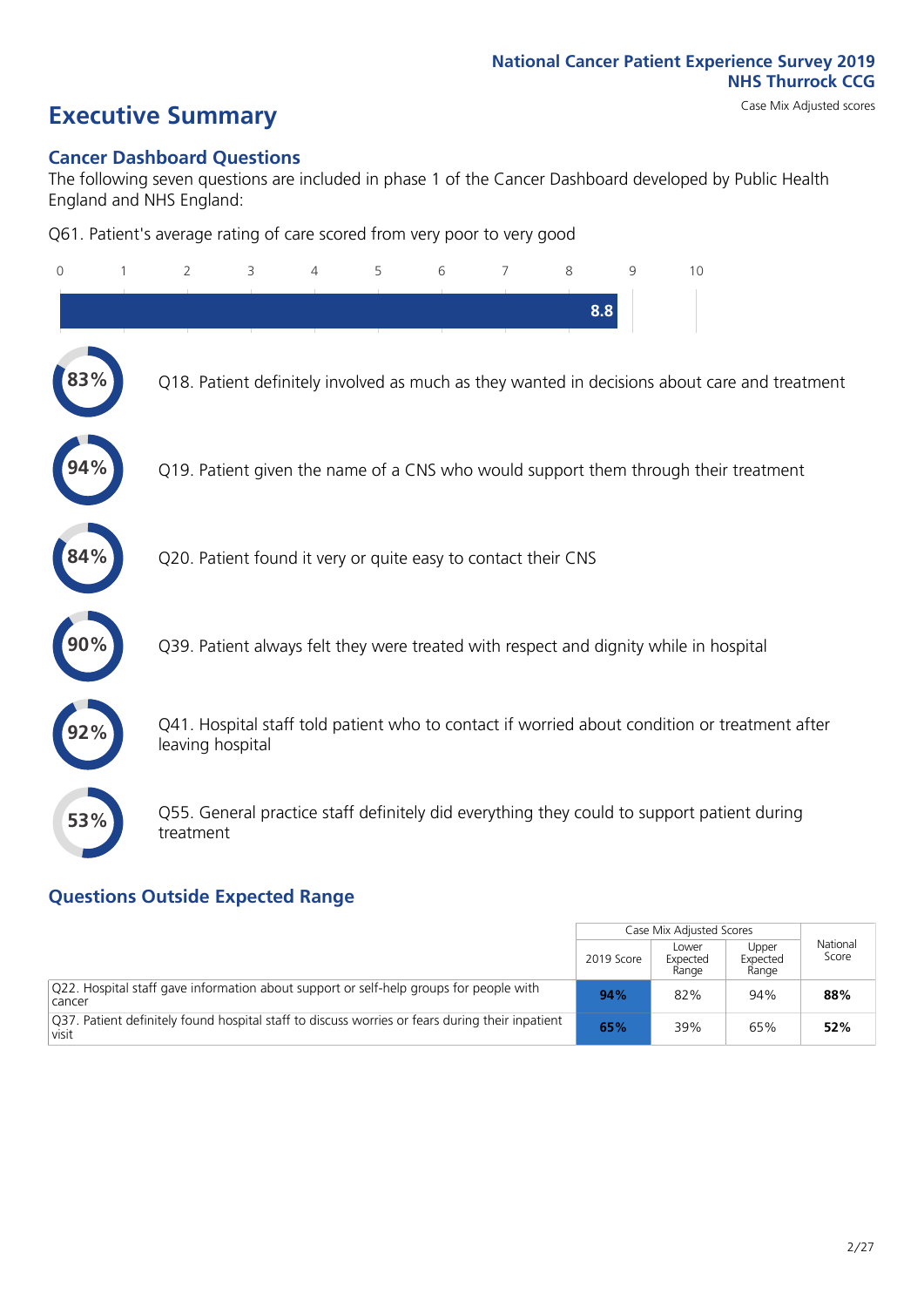National Cancer Patient Experience Survey 2019
NHS Thurrock CCG
Case Mix Adjusted scores

# Executive Summary

## Cancer Dashboard Questions

The following seven questions are included in phase 1 of the Cancer Dashboard developed by Public Health England and NHS England:

Q61. Patient's average rating of care scored from very poor to very good

8.8

- 83% Q18. Patient definitely involved as much as they wanted in decisions about care and treatment
- 94% Q19. Patient given the name of a CNS who would support them through their treatment
- 84% Q20. Patient found it very or quite easy to contact their CNS
- 90% Q39. Patient always felt they were treated with respect and dignity while in hospital
- 92% Q41. Hospital staff told patient who to contact if worried about condition or treatment after leaving hospital
- 53% Q55. General practice staff definitely did everything they could to support patient during treatment

## Questions Outside Expected Range

| | Case Mix Adjusted Scores | | | National Score |
|---|---|---|---|---|
| | 2019 Score | Lower Expected Range | Upper Expected Range | |
| Q22. Hospital staff gave information about support or self-help groups for people with cancer | **94%** | 82% | 94% | **88%** |
| Q37. Patient definitely found hospital staff to discuss worries or fears during their inpatient visit | **65%** | 39% | 65% | **52%** |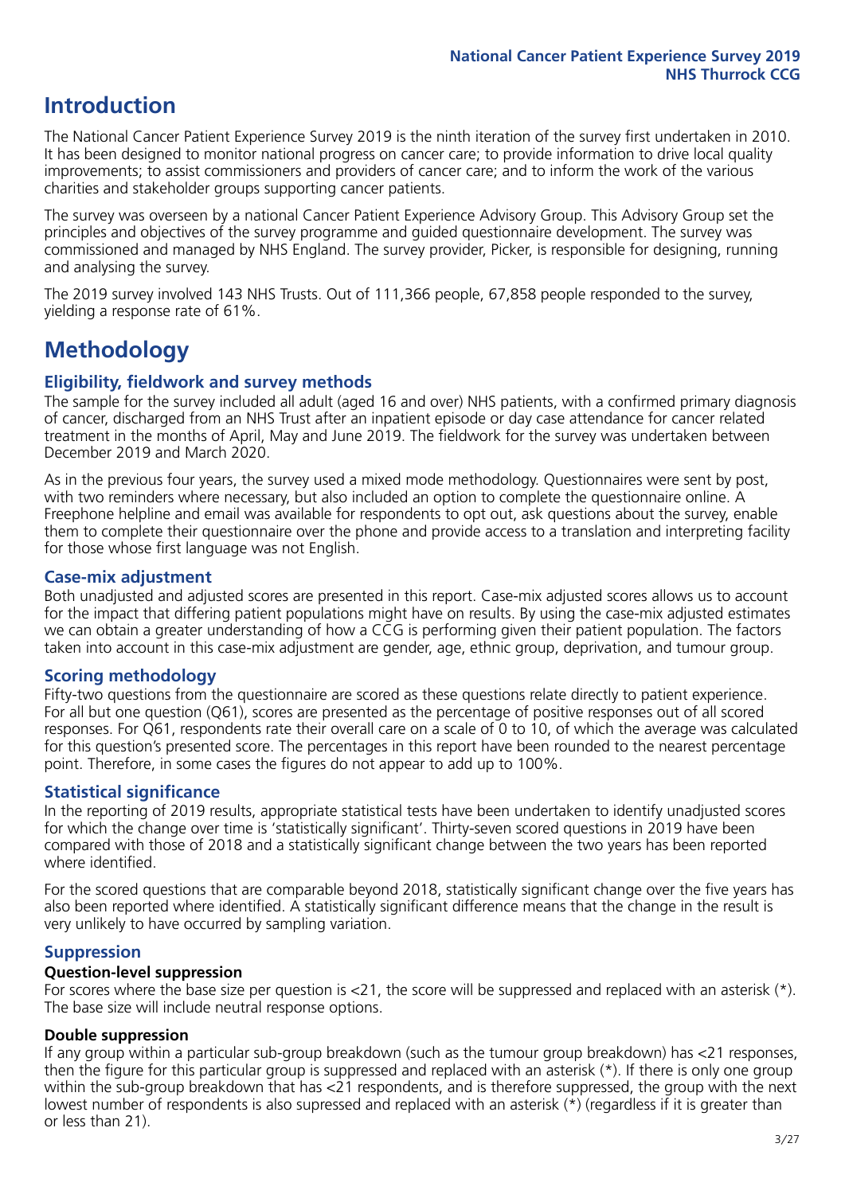# Introduction

The National Cancer Patient Experience Survey 2019 is the ninth iteration of the survey first undertaken in 2010. It has been designed to monitor national progress on cancer care; to provide information to drive local quality improvements; to assist commissioners and providers of cancer care; and to inform the work of the various charities and stakeholder groups supporting cancer patients.

The survey was overseen by a national Cancer Patient Experience Advisory Group. This Advisory Group set the principles and objectives of the survey programme and guided questionnaire development. The survey was commissioned and managed by NHS England. The survey provider, Picker, is responsible for designing, running and analysing the survey.

The 2019 survey involved 143 NHS Trusts. Out of 111,366 people, 67,858 people responded to the survey, yielding a response rate of 61%.

# Methodology

## Eligibility, fieldwork and survey methods

The sample for the survey included all adult (aged 16 and over) NHS patients, with a confirmed primary diagnosis of cancer, discharged from an NHS Trust after an inpatient episode or day case attendance for cancer related treatment in the months of April, May and June 2019. The fieldwork for the survey was undertaken between December 2019 and March 2020.

As in the previous four years, the survey used a mixed mode methodology. Questionnaires were sent by post, with two reminders where necessary, but also included an option to complete the questionnaire online. A Freephone helpline and email was available for respondents to opt out, ask questions about the survey, enable them to complete their questionnaire over the phone and provide access to a translation and interpreting facility for those whose first language was not English.

## Case-mix adjustment

Both unadjusted and adjusted scores are presented in this report. Case-mix adjusted scores allows us to account for the impact that differing patient populations might have on results. By using the case-mix adjusted estimates we can obtain a greater understanding of how a CCG is performing given their patient population. The factors taken into account in this case-mix adjustment are gender, age, ethnic group, deprivation, and tumour group.

## Scoring methodology

Fifty-two questions from the questionnaire are scored as these questions relate directly to patient experience. For all but one question (Q61), scores are presented as the percentage of positive responses out of all scored responses. For Q61, respondents rate their overall care on a scale of 0 to 10, of which the average was calculated for this question's presented score. The percentages in this report have been rounded to the nearest percentage point. Therefore, in some cases the figures do not appear to add up to 100%.

## Statistical significance

In the reporting of 2019 results, appropriate statistical tests have been undertaken to identify unadjusted scores for which the change over time is 'statistically significant'. Thirty-seven scored questions in 2019 have been compared with those of 2018 and a statistically significant change between the two years has been reported where identified.

For the scored questions that are comparable beyond 2018, statistically significant change over the five years has also been reported where identified. A statistically significant difference means that the change in the result is very unlikely to have occurred by sampling variation.

## Suppression

### Question-level suppression

For scores where the base size per question is <21, the score will be suppressed and replaced with an asterisk (*). The base size will include neutral response options.

### Double suppression

If any group within a particular sub-group breakdown (such as the tumour group breakdown) has <21 responses, then the figure for this particular group is suppressed and replaced with an asterisk (*). If there is only one group within the sub-group breakdown that has <21 respondents, and is therefore suppressed, the group with the next lowest number of respondents is also supressed and replaced with an asterisk (*) (regardless if it is greater than or less than 21).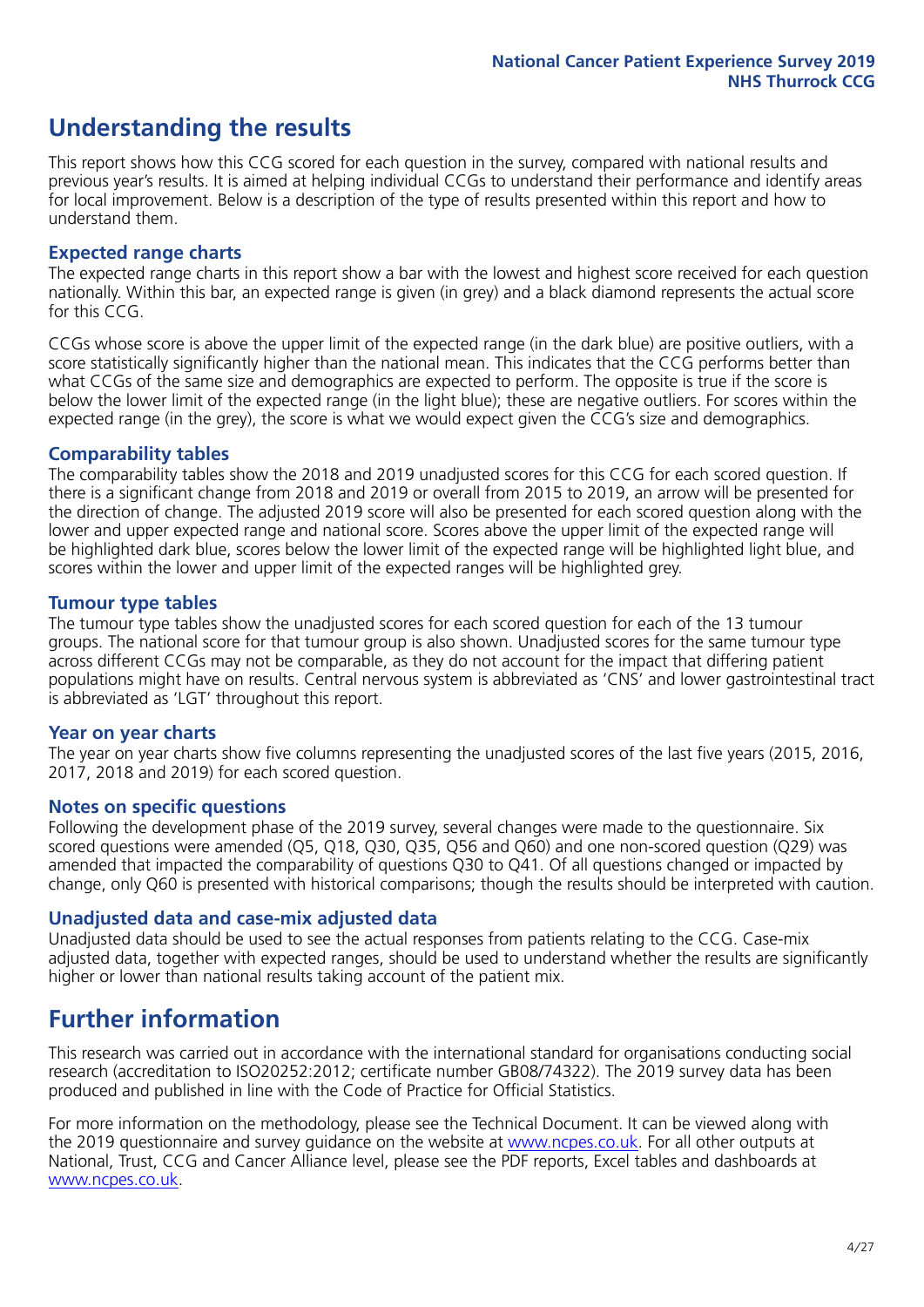## Understanding the results

This report shows how this CCG scored for each question in the survey, compared with national results and previous year's results. It is aimed at helping individual CCGs to understand their performance and identify areas for local improvement. Below is a description of the type of results presented within this report and how to understand them.

### Expected range charts

The expected range charts in this report show a bar with the lowest and highest score received for each question nationally. Within this bar, an expected range is given (in grey) and a black diamond represents the actual score for this CCG.

CCGs whose score is above the upper limit of the expected range (in the dark blue) are positive outliers, with a score statistically significantly higher than the national mean. This indicates that the CCG performs better than what CCGs of the same size and demographics are expected to perform. The opposite is true if the score is below the lower limit of the expected range (in the light blue); these are negative outliers. For scores within the expected range (in the grey), the score is what we would expect given the CCG's size and demographics.

### Comparability tables

The comparability tables show the 2018 and 2019 unadjusted scores for this CCG for each scored question. If there is a significant change from 2018 and 2019 or overall from 2015 to 2019, an arrow will be presented for the direction of change. The adjusted 2019 score will also be presented for each scored question along with the lower and upper expected range and national score. Scores above the upper limit of the expected range will be highlighted dark blue, scores below the lower limit of the expected range will be highlighted light blue, and scores within the lower and upper limit of the expected ranges will be highlighted grey.

### Tumour type tables

The tumour type tables show the unadjusted scores for each scored question for each of the 13 tumour groups. The national score for that tumour group is also shown. Unadjusted scores for the same tumour type across different CCGs may not be comparable, as they do not account for the impact that differing patient populations might have on results. Central nervous system is abbreviated as 'CNS' and lower gastrointestinal tract is abbreviated as 'LGT' throughout this report.

### Year on year charts

The year on year charts show five columns representing the unadjusted scores of the last five years (2015, 2016, 2017, 2018 and 2019) for each scored question.

### Notes on specific questions

Following the development phase of the 2019 survey, several changes were made to the questionnaire. Six scored questions were amended (Q5, Q18, Q30, Q35, Q56 and Q60) and one non-scored question (Q29) was amended that impacted the comparability of questions Q30 to Q41. Of all questions changed or impacted by change, only Q60 is presented with historical comparisons; though the results should be interpreted with caution.

### Unadjusted data and case-mix adjusted data

Unadjusted data should be used to see the actual responses from patients relating to the CCG. Case-mix adjusted data, together with expected ranges, should be used to understand whether the results are significantly higher or lower than national results taking account of the patient mix.

## Further information

This research was carried out in accordance with the international standard for organisations conducting social research (accreditation to ISO20252:2012; certificate number GB08/74322). The 2019 survey data has been produced and published in line with the Code of Practice for Official Statistics.

For more information on the methodology, please see the Technical Document. It can be viewed along with the 2019 questionnaire and survey guidance on the website at www.ncpes.co.uk. For all other outputs at National, Trust, CCG and Cancer Alliance level, please see the PDF reports, Excel tables and dashboards at www.ncpes.co.uk.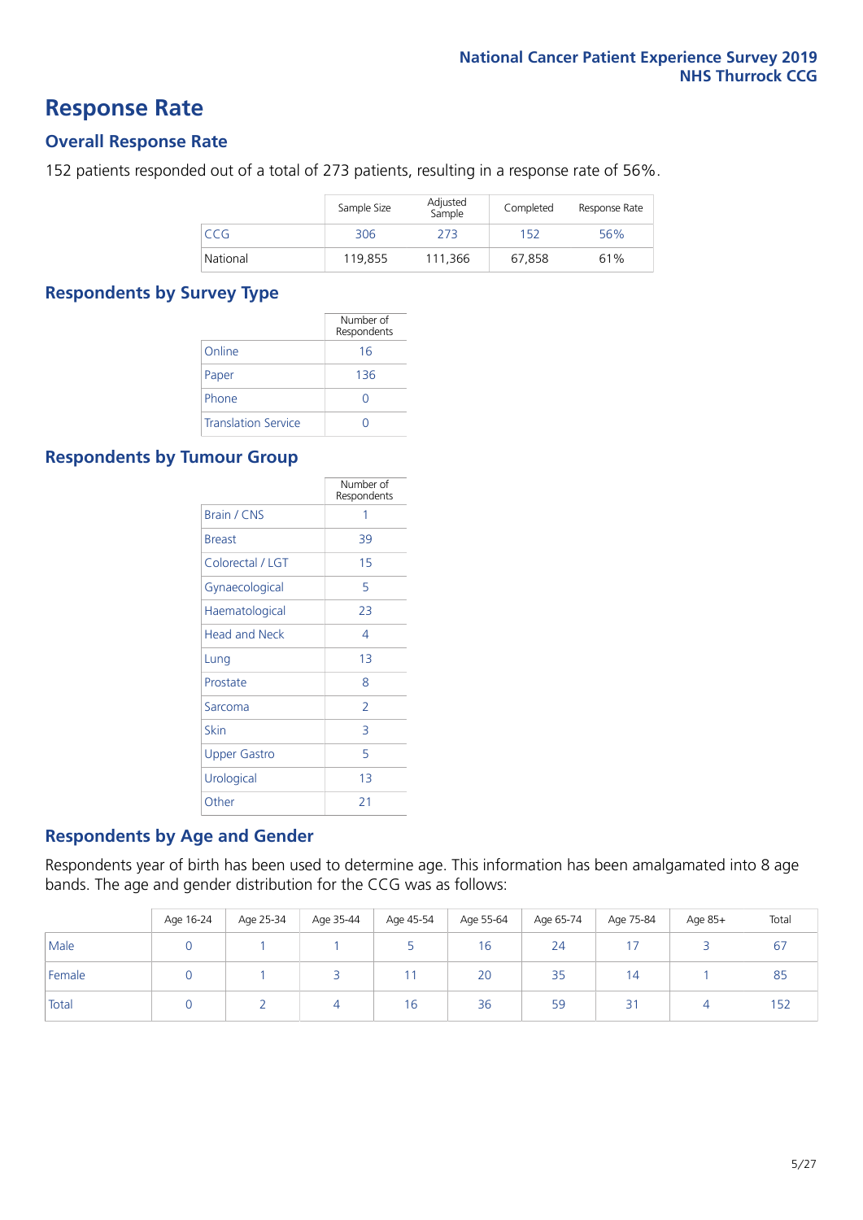# Response Rate

## Overall Response Rate

152 patients responded out of a total of 273 patients, resulting in a response rate of 56%.

| | Sample Size | Adjusted Sample | Completed | Response Rate |
|---|---|---|---|---|
| CCG | 306 | 273 | 152 | 56% |
| National | 119,855 | 111,366 | 67,858 | 61% |

## Respondents by Survey Type

| | Number of Respondents |
|---|---|
| Online | 16 |
| Paper | 136 |
| Phone | 0 |
| Translation Service | 0 |

## Respondents by Tumour Group

| | Number of Respondents |
|---|---|
| Brain / CNS | 1 |
| Breast | 39 |
| Colorectal / LGT | 15 |
| Gynaecological | 5 |
| Haematological | 23 |
| Head and Neck | 4 |
| Lung | 13 |
| Prostate | 8 |
| Sarcoma | 2 |
| Skin | 3 |
| Upper Gastro | 5 |
| Urological | 13 |
| Other | 21 |

## Respondents by Age and Gender

Respondents year of birth has been used to determine age. This information has been amalgamated into 8 age bands. The age and gender distribution for the CCG was as follows:

| | Age 16-24 | Age 25-34 | Age 35-44 | Age 45-54 | Age 55-64 | Age 65-74 | Age 75-84 | Age 85+ | Total |
|---|---|---|---|---|---|---|---|---|---|
| Male | 0 | 1 | 1 | 5 | 16 | 24 | 17 | 3 | 67 |
| Female | 0 | 1 | 3 | 11 | 20 | 35 | 14 | 1 | 85 |
| Total | 0 | 2 | 4 | 16 | 36 | 59 | 31 | 4 | 152 |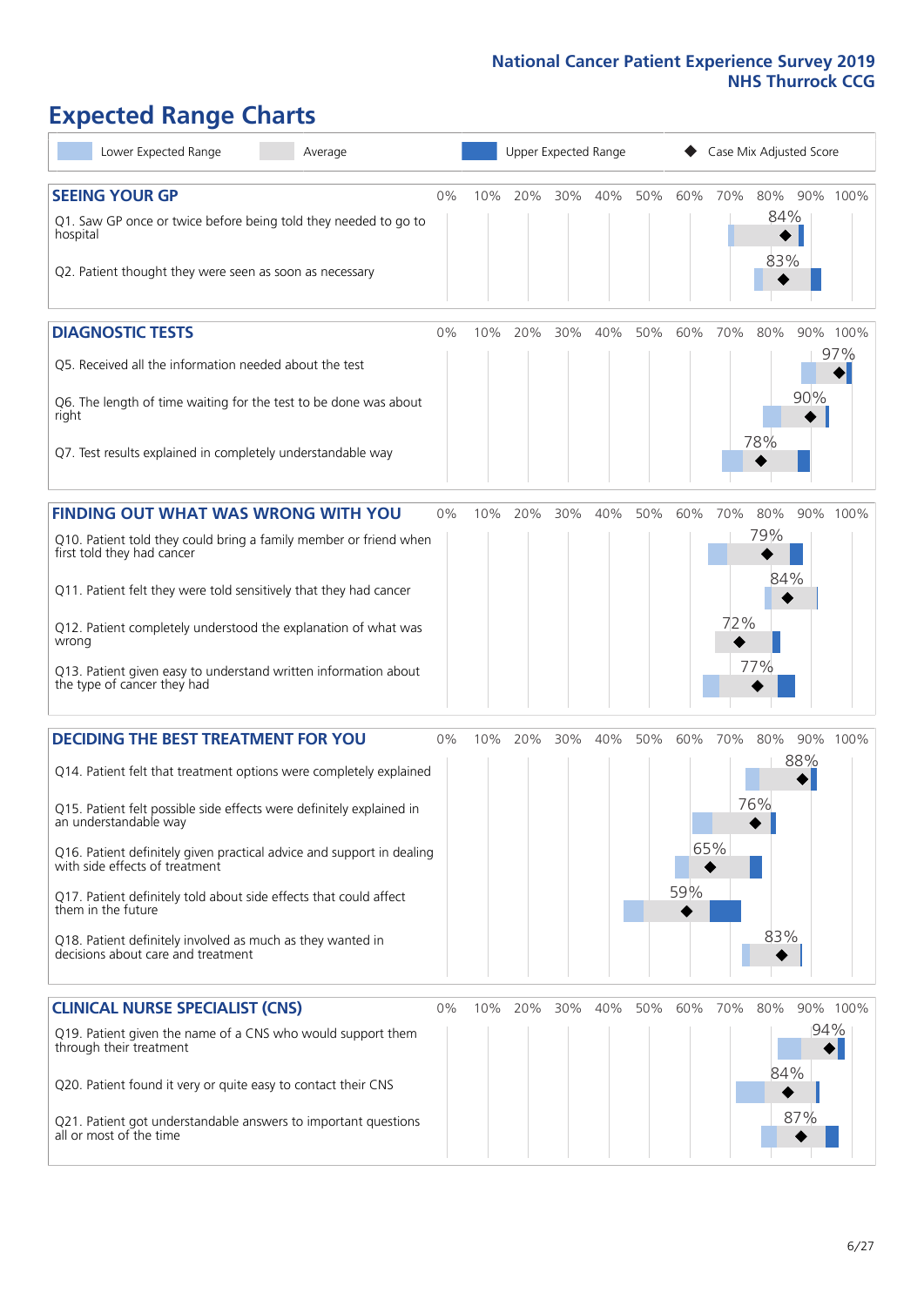National Cancer Patient Experience Survey 2019
NHS Thurrock CCG

# Expected Range Charts

Lower Expected Range | Average | Upper Expected Range | Case Mix Adjusted Score

## SEEING YOUR GP

| Question | Score |
|---|---|
| Q1. Saw GP once or twice before being told they needed to go to hospital | 84% |
| Q2. Patient thought they were seen as soon as necessary | 83% |

## DIAGNOSTIC TESTS

| Question | Score |
|---|---|
| Q5. Received all the information needed about the test | 97% |
| Q6. The length of time waiting for the test to be done was about right | 90% |
| Q7. Test results explained in completely understandable way | 78% |

## FINDING OUT WHAT WAS WRONG WITH YOU

| Question | Score |
|---|---|
| Q10. Patient told they could bring a family member or friend when first told they had cancer | 79% |
| Q11. Patient felt they were told sensitively that they had cancer | 84% |
| Q12. Patient completely understood the explanation of what was wrong | 72% |
| Q13. Patient given easy to understand written information about the type of cancer they had | 77% |

## DECIDING THE BEST TREATMENT FOR YOU

| Question | Score |
|---|---|
| Q14. Patient felt that treatment options were completely explained | 88% |
| Q15. Patient felt possible side effects were definitely explained in an understandable way | 76% |
| Q16. Patient definitely given practical advice and support in dealing with side effects of treatment | 65% |
| Q17. Patient definitely told about side effects that could affect them in the future | 59% |
| Q18. Patient definitely involved as much as they wanted in decisions about care and treatment | 83% |

## CLINICAL NURSE SPECIALIST (CNS)

| Question | Score |
|---|---|
| Q19. Patient given the name of a CNS who would support them through their treatment | 94% |
| Q20. Patient found it very or quite easy to contact their CNS | 84% |
| Q21. Patient got understandable answers to important questions all or most of the time | 87% |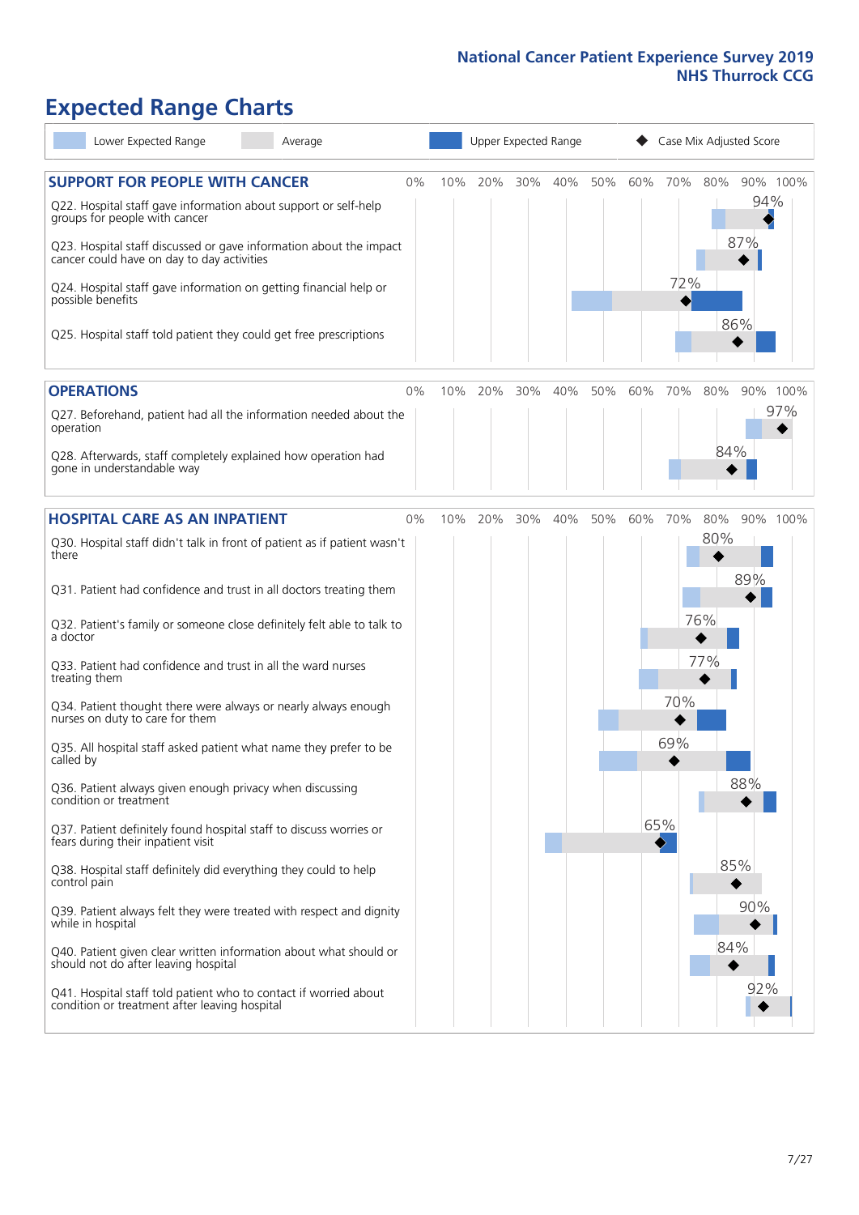# Expected Range Charts

Lower Expected Range | Average | Upper Expected Range | ◆ Case Mix Adjusted Score

## SUPPORT FOR PEOPLE WITH CANCER

| Question | Case Mix Adjusted Score |
|---|---|
| Q22. Hospital staff gave information about support or self-help groups for people with cancer | 94% |
| Q23. Hospital staff discussed or gave information about the impact cancer could have on day to day activities | 87% |
| Q24. Hospital staff gave information on getting financial help or possible benefits | 72% |
| Q25. Hospital staff told patient they could get free prescriptions | 86% |

## OPERATIONS

| Question | Case Mix Adjusted Score |
|---|---|
| Q27. Beforehand, patient had all the information needed about the operation | 97% |
| Q28. Afterwards, staff completely explained how operation had gone in understandable way | 84% |

## HOSPITAL CARE AS AN INPATIENT

| Question | Case Mix Adjusted Score |
|---|---|
| Q30. Hospital staff didn't talk in front of patient as if patient wasn't there | 80% |
| Q31. Patient had confidence and trust in all doctors treating them | 89% |
| Q32. Patient's family or someone close definitely felt able to talk to a doctor | 76% |
| Q33. Patient had confidence and trust in all the ward nurses treating them | 77% |
| Q34. Patient thought there were always or nearly always enough nurses on duty to care for them | 70% |
| Q35. All hospital staff asked patient what name they prefer to be called by | 69% |
| Q36. Patient always given enough privacy when discussing condition or treatment | 88% |
| Q37. Patient definitely found hospital staff to discuss worries or fears during their inpatient visit | 65% |
| Q38. Hospital staff definitely did everything they could to help control pain | 85% |
| Q39. Patient always felt they were treated with respect and dignity while in hospital | 90% |
| Q40. Patient given clear written information about what should or should not do after leaving hospital | 84% |
| Q41. Hospital staff told patient who to contact if worried about condition or treatment after leaving hospital | 92% |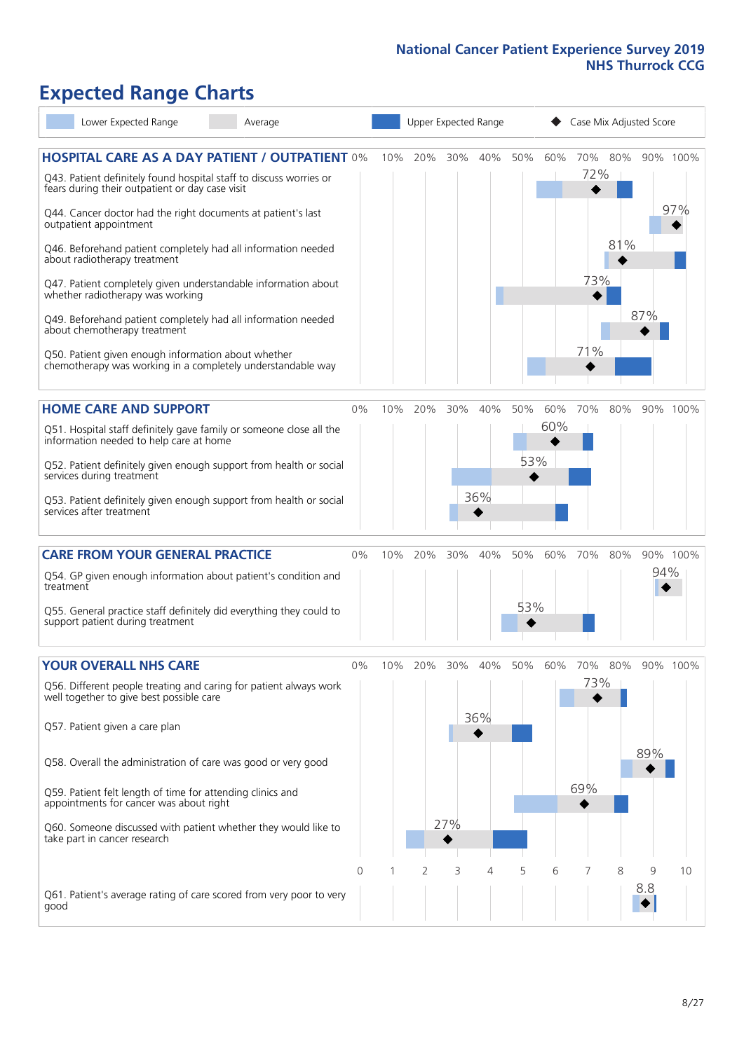# Expected Range Charts

Lower Expected Range | Average | Upper Expected Range | Case Mix Adjusted Score

## HOSPITAL CARE AS A DAY PATIENT / OUTPATIENT

| Question | Case Mix Adjusted Score |
|---|---|
| Q43. Patient definitely found hospital staff to discuss worries or fears during their outpatient or day case visit | 72% |
| Q44. Cancer doctor had the right documents at patient's last outpatient appointment | 97% |
| Q46. Beforehand patient completely had all information needed about radiotherapy treatment | 81% |
| Q47. Patient completely given understandable information about whether radiotherapy was working | 73% |
| Q49. Beforehand patient completely had all information needed about chemotherapy treatment | 87% |
| Q50. Patient given enough information about whether chemotherapy was working in a completely understandable way | 71% |

## HOME CARE AND SUPPORT

| Question | Case Mix Adjusted Score |
|---|---|
| Q51. Hospital staff definitely gave family or someone close all the information needed to help care at home | 60% |
| Q52. Patient definitely given enough support from health or social services during treatment | 53% |
| Q53. Patient definitely given enough support from health or social services after treatment | 36% |

## CARE FROM YOUR GENERAL PRACTICE

| Question | Case Mix Adjusted Score |
|---|---|
| Q54. GP given enough information about patient's condition and treatment | 94% |
| Q55. General practice staff definitely did everything they could to support patient during treatment | 53% |

## YOUR OVERALL NHS CARE

| Question | Case Mix Adjusted Score |
|---|---|
| Q56. Different people treating and caring for patient always work well together to give best possible care | 73% |
| Q57. Patient given a care plan | 36% |
| Q58. Overall the administration of care was good or very good | 89% |
| Q59. Patient felt length of time for attending clinics and appointments for cancer was about right | 69% |
| Q60. Someone discussed with patient whether they would like to take part in cancer research | 27% |
| Q61. Patient's average rating of care scored from very poor to very good | 8.8 |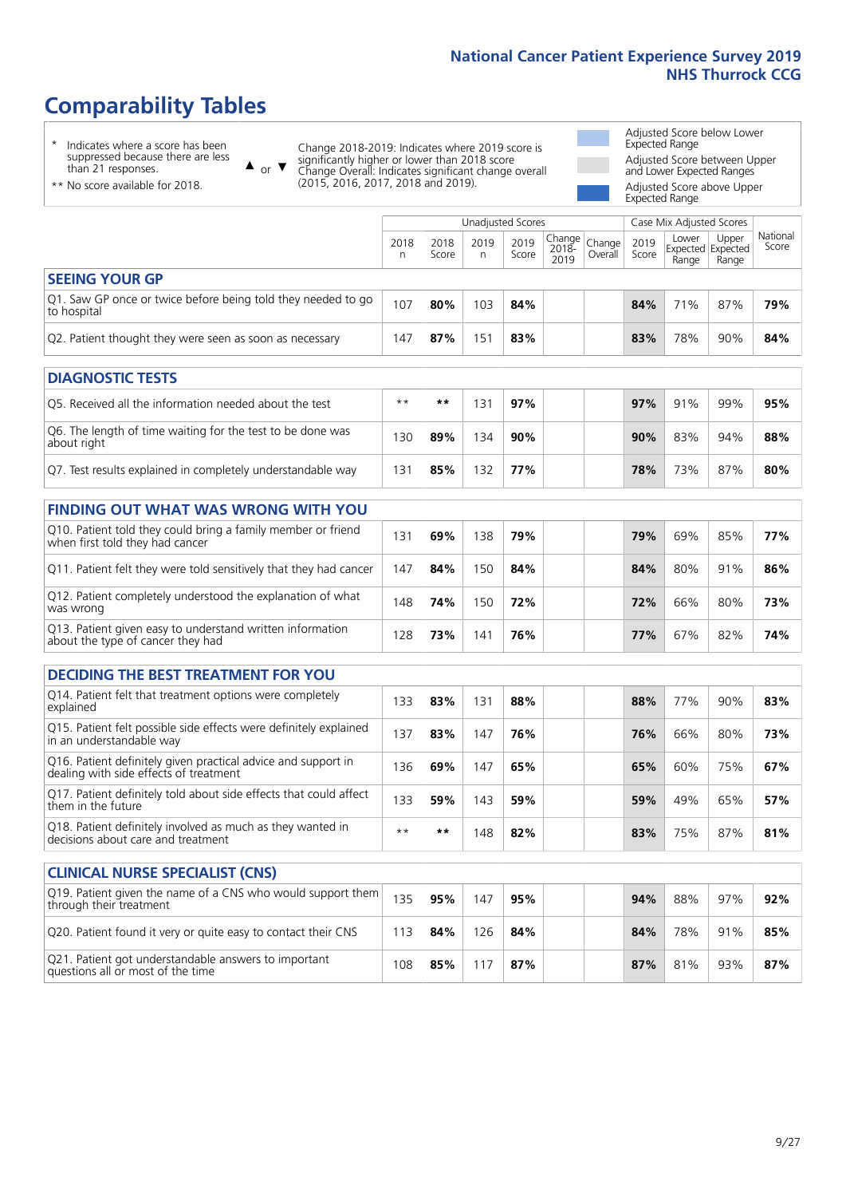# Comparability Tables

\* Indicates where a score has been suppressed because there are less than 21 responses.

\*\* No score available for 2018.

▲ or ▼ Change 2018-2019: Indicates where 2019 score is significantly higher or lower than 2018 score. Change Overall: Indicates significant change overall (2015, 2016, 2017, 2018 and 2019).

Adjusted Score below Lower Expected Range

Adjusted Score between Upper and Lower Expected Ranges

Adjusted Score above Upper Expected Range

| | Unadjusted Scores | | | | | | Case Mix Adjusted Scores | | | |
|---|---|---|---|---|---|---|---|---|---|---|
| | 2018 n | 2018 Score | 2019 n | 2019 Score | Change 2018-2019 | Change Overall | 2019 Score | Lower Expected Range | Upper Expected Range | National Score |
| **SEEING YOUR GP** | | | | | | | | | | |
| Q1. Saw GP once or twice before being told they needed to go to hospital | 107 | **80%** | 103 | **84%** | | | **84%** | 71% | 87% | **79%** |
| Q2. Patient thought they were seen as soon as necessary | 147 | **87%** | 151 | **83%** | | | **83%** | 78% | 90% | **84%** |
| **DIAGNOSTIC TESTS** | | | | | | | | | | |
| Q5. Received all the information needed about the test | ** | ** | 131 | **97%** | | | **97%** | 91% | 99% | **95%** |
| Q6. The length of time waiting for the test to be done was about right | 130 | **89%** | 134 | **90%** | | | **90%** | 83% | 94% | **88%** |
| Q7. Test results explained in completely understandable way | 131 | **85%** | 132 | **77%** | | | **78%** | 73% | 87% | **80%** |
| **FINDING OUT WHAT WAS WRONG WITH YOU** | | | | | | | | | | |
| Q10. Patient told they could bring a family member or friend when first told they had cancer | 131 | **69%** | 138 | **79%** | | | **79%** | 69% | 85% | **77%** |
| Q11. Patient felt they were told sensitively that they had cancer | 147 | **84%** | 150 | **84%** | | | **84%** | 80% | 91% | **86%** |
| Q12. Patient completely understood the explanation of what was wrong | 148 | **74%** | 150 | **72%** | | | **72%** | 66% | 80% | **73%** |
| Q13. Patient given easy to understand written information about the type of cancer they had | 128 | **73%** | 141 | **76%** | | | **77%** | 67% | 82% | **74%** |
| **DECIDING THE BEST TREATMENT FOR YOU** | | | | | | | | | | |
| Q14. Patient felt that treatment options were completely explained | 133 | **83%** | 131 | **88%** | | | **88%** | 77% | 90% | **83%** |
| Q15. Patient felt possible side effects were definitely explained in an understandable way | 137 | **83%** | 147 | **76%** | | | **76%** | 66% | 80% | **73%** |
| Q16. Patient definitely given practical advice and support in dealing with side effects of treatment | 136 | **69%** | 147 | **65%** | | | **65%** | 60% | 75% | **67%** |
| Q17. Patient definitely told about side effects that could affect them in the future | 133 | **59%** | 143 | **59%** | | | **59%** | 49% | 65% | **57%** |
| Q18. Patient definitely involved as much as they wanted in decisions about care and treatment | ** | ** | 148 | **82%** | | | **83%** | 75% | 87% | **81%** |
| **CLINICAL NURSE SPECIALIST (CNS)** | | | | | | | | | | |
| Q19. Patient given the name of a CNS who would support them through their treatment | 135 | **95%** | 147 | **95%** | | | **94%** | 88% | 97% | **92%** |
| Q20. Patient found it very or quite easy to contact their CNS | 113 | **84%** | 126 | **84%** | | | **84%** | 78% | 91% | **85%** |
| Q21. Patient got understandable answers to important questions all or most of the time | 108 | **85%** | 117 | **87%** | | | **87%** | 81% | 93% | **87%** |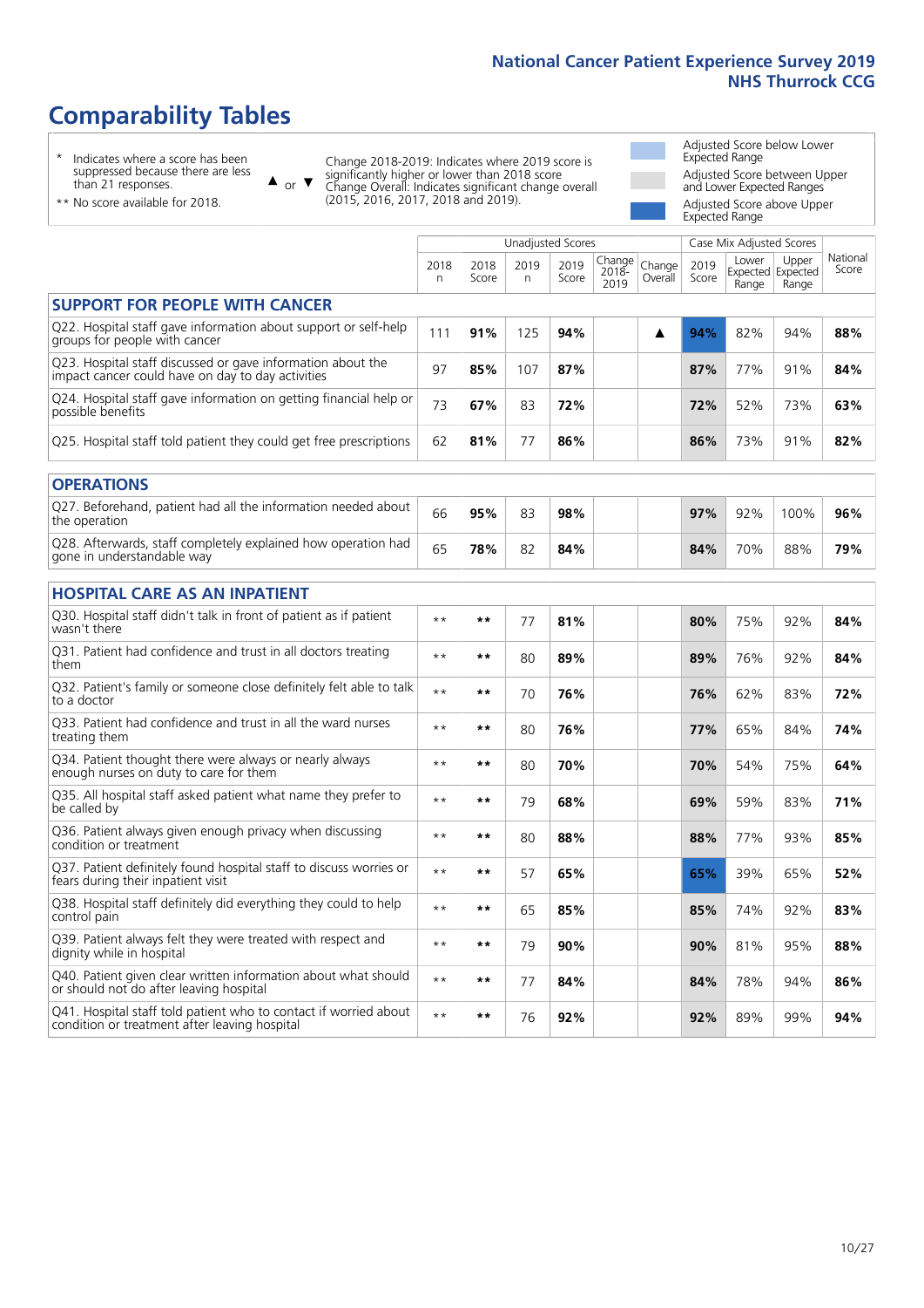# Comparability Tables

\* Indicates where a score has been suppressed because there are less than 21 responses.

\*\* No score available for 2018.

▲ or ▼ Change 2018-2019: Indicates where 2019 score is significantly higher or lower than 2018 score. Change Overall: Indicates significant change overall (2015, 2016, 2017, 2018 and 2019).

Adjusted Score below Lower Expected Range

Adjusted Score between Upper and Lower Expected Ranges

Adjusted Score above Upper Expected Range

| | Unadjusted Scores | | | | | | Case Mix Adjusted Scores | | | |
|---|---|---|---|---|---|---|---|---|---|---|
| | 2018 n | 2018 Score | 2019 n | 2019 Score | Change 2018-2019 | Change Overall | 2019 Score | Lower Expected Range | Upper Expected Range | National Score |
| **SUPPORT FOR PEOPLE WITH CANCER** | | | | | | | | | | |
| Q22. Hospital staff gave information about support or self-help groups for people with cancer | 111 | **91%** | 125 | **94%** | | ▲ | **94%** | 82% | 94% | **88%** |
| Q23. Hospital staff discussed or gave information about the impact cancer could have on day to day activities | 97 | **85%** | 107 | **87%** | | | **87%** | 77% | 91% | **84%** |
| Q24. Hospital staff gave information on getting financial help or possible benefits | 73 | **67%** | 83 | **72%** | | | **72%** | 52% | 73% | **63%** |
| Q25. Hospital staff told patient they could get free prescriptions | 62 | **81%** | 77 | **86%** | | | **86%** | 73% | 91% | **82%** |
| **OPERATIONS** | | | | | | | | | | |
| Q27. Beforehand, patient had all the information needed about the operation | 66 | **95%** | 83 | **98%** | | | **97%** | 92% | 100% | **96%** |
| Q28. Afterwards, staff completely explained how operation had gone in understandable way | 65 | **78%** | 82 | **84%** | | | **84%** | 70% | 88% | **79%** |
| **HOSPITAL CARE AS AN INPATIENT** | | | | | | | | | | |
| Q30. Hospital staff didn't talk in front of patient as if patient wasn't there | ** | ** | 77 | **81%** | | | **80%** | 75% | 92% | **84%** |
| Q31. Patient had confidence and trust in all doctors treating them | ** | ** | 80 | **89%** | | | **89%** | 76% | 92% | **84%** |
| Q32. Patient's family or someone close definitely felt able to talk to a doctor | ** | ** | 70 | **76%** | | | **76%** | 62% | 83% | **72%** |
| Q33. Patient had confidence and trust in all the ward nurses treating them | ** | ** | 80 | **76%** | | | **77%** | 65% | 84% | **74%** |
| Q34. Patient thought there were always or nearly always enough nurses on duty to care for them | ** | ** | 80 | **70%** | | | **70%** | 54% | 75% | **64%** |
| Q35. All hospital staff asked patient what name they prefer to be called by | ** | ** | 79 | **68%** | | | **69%** | 59% | 83% | **71%** |
| Q36. Patient always given enough privacy when discussing condition or treatment | ** | ** | 80 | **88%** | | | **88%** | 77% | 93% | **85%** |
| Q37. Patient definitely found hospital staff to discuss worries or fears during their inpatient visit | ** | ** | 57 | **65%** | | | **65%** | 39% | 65% | **52%** |
| Q38. Hospital staff definitely did everything they could to help control pain | ** | ** | 65 | **85%** | | | **85%** | 74% | 92% | **83%** |
| Q39. Patient always felt they were treated with respect and dignity while in hospital | ** | ** | 79 | **90%** | | | **90%** | 81% | 95% | **88%** |
| Q40. Patient given clear written information about what should or should not do after leaving hospital | ** | ** | 77 | **84%** | | | **84%** | 78% | 94% | **86%** |
| Q41. Hospital staff told patient who to contact if worried about condition or treatment after leaving hospital | ** | ** | 76 | **92%** | | | **92%** | 89% | 99% | **94%** |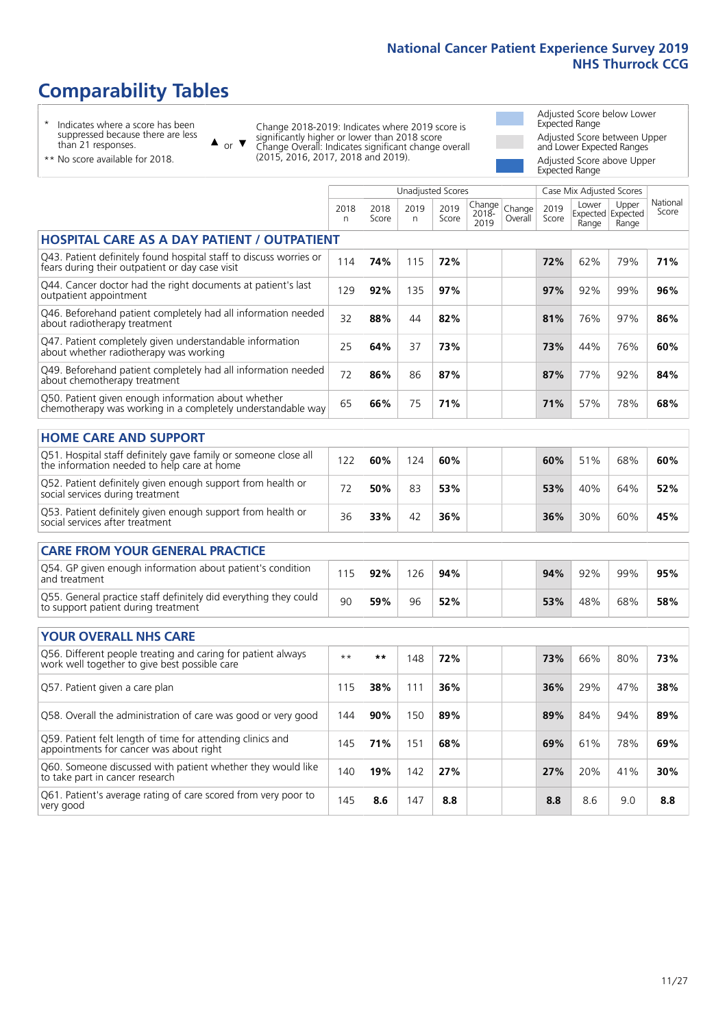# Comparability Tables

\* Indicates where a score has been suppressed because there are less than 21 responses.

** No score available for 2018.

▲ or ▼ Change 2018-2019: Indicates where 2019 score is significantly higher or lower than 2018 score. Change Overall: Indicates significant change overall (2015, 2016, 2017, 2018 and 2019).

Adjusted Score below Lower Expected Range

Adjusted Score between Upper and Lower Expected Ranges

Adjusted Score above Upper Expected Range

| | Unadjusted Scores | | | | | | Case Mix Adjusted Scores | | | |
|---|---|---|---|---|---|---|---|---|---|---|
| | 2018 n | 2018 Score | 2019 n | 2019 Score | Change 2018-2019 | Change Overall | 2019 Score | Lower Expected Range | Upper Expected Range | National Score |
| **HOSPITAL CARE AS A DAY PATIENT / OUTPATIENT** | | | | | | | | | | |
| Q43. Patient definitely found hospital staff to discuss worries or fears during their outpatient or day case visit | 114 | **74%** | 115 | **72%** | | | **72%** | 62% | 79% | **71%** |
| Q44. Cancer doctor had the right documents at patient's last outpatient appointment | 129 | **92%** | 135 | **97%** | | | **97%** | 92% | 99% | **96%** |
| Q46. Beforehand patient completely had all information needed about radiotherapy treatment | 32 | **88%** | 44 | **82%** | | | **81%** | 76% | 97% | **86%** |
| Q47. Patient completely given understandable information about whether radiotherapy was working | 25 | **64%** | 37 | **73%** | | | **73%** | 44% | 76% | **60%** |
| Q49. Beforehand patient completely had all information needed about chemotherapy treatment | 72 | **86%** | 86 | **87%** | | | **87%** | 77% | 92% | **84%** |
| Q50. Patient given enough information about whether chemotherapy was working in a completely understandable way | 65 | **66%** | 75 | **71%** | | | **71%** | 57% | 78% | **68%** |
| **HOME CARE AND SUPPORT** | | | | | | | | | | |
| Q51. Hospital staff definitely gave family or someone close all the information needed to help care at home | 122 | **60%** | 124 | **60%** | | | **60%** | 51% | 68% | **60%** |
| Q52. Patient definitely given enough support from health or social services during treatment | 72 | **50%** | 83 | **53%** | | | **53%** | 40% | 64% | **52%** |
| Q53. Patient definitely given enough support from health or social services after treatment | 36 | **33%** | 42 | **36%** | | | **36%** | 30% | 60% | **45%** |
| **CARE FROM YOUR GENERAL PRACTICE** | | | | | | | | | | |
| Q54. GP given enough information about patient's condition and treatment | 115 | **92%** | 126 | **94%** | | | **94%** | 92% | 99% | **95%** |
| Q55. General practice staff definitely did everything they could to support patient during treatment | 90 | **59%** | 96 | **52%** | | | **53%** | 48% | 68% | **58%** |
| **YOUR OVERALL NHS CARE** | | | | | | | | | | |
| Q56. Different people treating and caring for patient always work well together to give best possible care | ** | ** | 148 | **72%** | | | **73%** | 66% | 80% | **73%** |
| Q57. Patient given a care plan | 115 | **38%** | 111 | **36%** | | | **36%** | 29% | 47% | **38%** |
| Q58. Overall the administration of care was good or very good | 144 | **90%** | 150 | **89%** | | | **89%** | 84% | 94% | **89%** |
| Q59. Patient felt length of time for attending clinics and appointments for cancer was about right | 145 | **71%** | 151 | **68%** | | | **69%** | 61% | 78% | **69%** |
| Q60. Someone discussed with patient whether they would like to take part in cancer research | 140 | **19%** | 142 | **27%** | | | **27%** | 20% | 41% | **30%** |
| Q61. Patient's average rating of care scored from very poor to very good | 145 | **8.6** | 147 | **8.8** | | | **8.8** | 8.6 | 9.0 | **8.8** |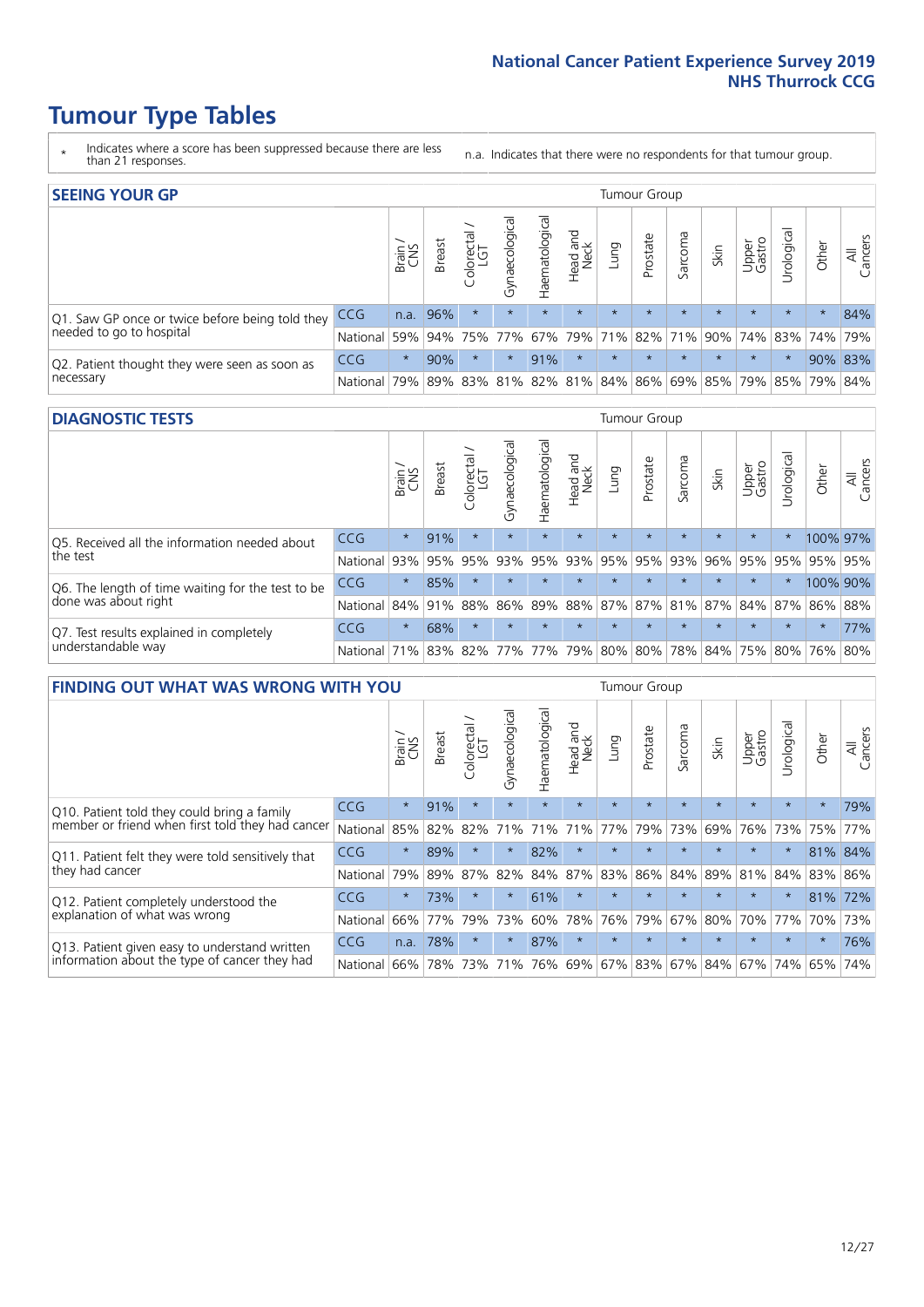National Cancer Patient Experience Survey 2019
NHS Thurrock CCG

# Tumour Type Tables

\* Indicates where a score has been suppressed because there are less than 21 responses.

n.a. Indicates that there were no respondents for that tumour group.

## SEEING YOUR GP

| | | Brain / CNS | Breast | Colorectal / LGT | Gynaecological | Haematological | Head and Neck | Lung | Prostate | Sarcoma | Skin | Upper Gastro | Urological | Other | All Cancers |
|---|---|---|---|---|---|---|---|---|---|---|---|---|---|---|---|
| Q1. Saw GP once or twice before being told they needed to go to hospital | CCG | n.a. | 96% | * | * | * | * | * | * | * | * | * | * | * | 84% |
| | National | 59% | 94% | 75% | 77% | 67% | 79% | 71% | 82% | 71% | 90% | 74% | 83% | 74% | 79% |
| Q2. Patient thought they were seen as soon as necessary | CCG | * | 90% | * | * | 91% | * | * | * | * | * | * | * | 90% | 83% |
| | National | 79% | 89% | 83% | 81% | 82% | 81% | 84% | 86% | 69% | 85% | 79% | 85% | 79% | 84% |

## DIAGNOSTIC TESTS

| | | Brain / CNS | Breast | Colorectal / LGT | Gynaecological | Haematological | Head and Neck | Lung | Prostate | Sarcoma | Skin | Upper Gastro | Urological | Other | All Cancers |
|---|---|---|---|---|---|---|---|---|---|---|---|---|---|---|---|
| Q5. Received all the information needed about the test | CCG | * | 91% | * | * | * | * | * | * | * | * | * | * | 100% | 97% |
| | National | 93% | 95% | 95% | 93% | 95% | 93% | 95% | 95% | 93% | 96% | 95% | 95% | 95% | 95% |
| Q6. The length of time waiting for the test to be done was about right | CCG | * | 85% | * | * | * | * | * | * | * | * | * | * | 100% | 90% |
| | National | 84% | 91% | 88% | 86% | 89% | 88% | 87% | 87% | 81% | 87% | 84% | 87% | 86% | 88% |
| Q7. Test results explained in completely understandable way | CCG | * | 68% | * | * | * | * | * | * | * | * | * | * | * | 77% |
| | National | 71% | 83% | 82% | 77% | 77% | 79% | 80% | 80% | 78% | 84% | 75% | 80% | 76% | 80% |

## FINDING OUT WHAT WAS WRONG WITH YOU

| | | Brain / CNS | Breast | Colorectal / LGT | Gynaecological | Haematological | Head and Neck | Lung | Prostate | Sarcoma | Skin | Upper Gastro | Urological | Other | All Cancers |
|---|---|---|---|---|---|---|---|---|---|---|---|---|---|---|---|
| Q10. Patient told they could bring a family member or friend when first told they had cancer | CCG | * | 91% | * | * | * | * | * | * | * | * | * | * | * | 79% |
| | National | 85% | 82% | 82% | 71% | 71% | 71% | 77% | 79% | 73% | 69% | 76% | 73% | 75% | 77% |
| Q11. Patient felt they were told sensitively that they had cancer | CCG | * | 89% | * | * | 82% | * | * | * | * | * | * | * | 81% | 84% |
| | National | 79% | 89% | 87% | 82% | 84% | 87% | 83% | 86% | 84% | 89% | 81% | 84% | 83% | 86% |
| Q12. Patient completely understood the explanation of what was wrong | CCG | * | 73% | * | * | 61% | * | * | * | * | * | * | * | 81% | 72% |
| | National | 66% | 77% | 79% | 73% | 60% | 78% | 76% | 79% | 67% | 80% | 70% | 77% | 70% | 73% |
| Q13. Patient given easy to understand written information about the type of cancer they had | CCG | n.a. | 78% | * | * | 87% | * | * | * | * | * | * | * | * | 76% |
| | National | 66% | 78% | 73% | 71% | 76% | 69% | 67% | 83% | 67% | 84% | 67% | 74% | 65% | 74% |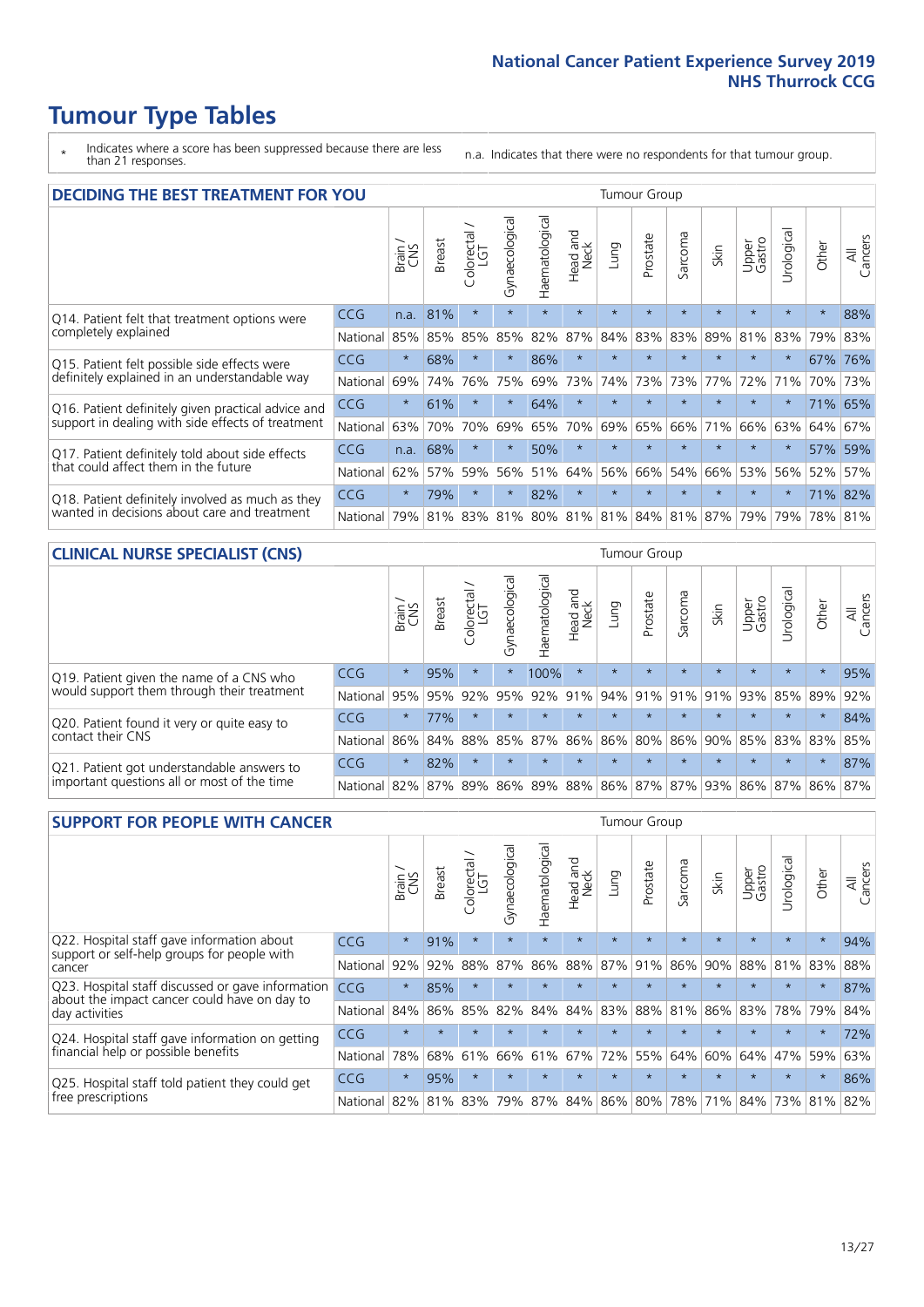# Tumour Type Tables

\* Indicates where a score has been suppressed because there are less than 21 responses.

n.a. Indicates that there were no respondents for that tumour group.

## DECIDING THE BEST TREATMENT FOR YOU

| | | Brain / CNS | Breast | Colorectal / LGT | Gynaecological | Haematological | Head and Neck | Lung | Prostate | Sarcoma | Skin | Upper Gastro | Urological | Other | All Cancers |
|---|---|---|---|---|---|---|---|---|---|---|---|---|---|---|---|
| Q14. Patient felt that treatment options were completely explained | CCG | n.a. | 81% | * | * | * | * | * | * | * | * | * | * | * | 88% |
| | National | 85% | 85% | 85% | 85% | 82% | 87% | 84% | 83% | 83% | 89% | 81% | 83% | 79% | 83% |
| Q15. Patient felt possible side effects were definitely explained in an understandable way | CCG | * | 68% | * | * | 86% | * | * | * | * | * | * | * | 67% | 76% |
| | National | 69% | 74% | 76% | 75% | 69% | 73% | 74% | 73% | 73% | 77% | 72% | 71% | 70% | 73% |
| Q16. Patient definitely given practical advice and support in dealing with side effects of treatment | CCG | * | 61% | * | * | 64% | * | * | * | * | * | * | * | 71% | 65% |
| | National | 63% | 70% | 70% | 69% | 65% | 70% | 69% | 65% | 66% | 71% | 66% | 63% | 64% | 67% |
| Q17. Patient definitely told about side effects that could affect them in the future | CCG | n.a. | 68% | * | * | 50% | * | * | * | * | * | * | * | 57% | 59% |
| | National | 62% | 57% | 59% | 56% | 51% | 64% | 56% | 66% | 54% | 66% | 53% | 56% | 52% | 57% |
| Q18. Patient definitely involved as much as they wanted in decisions about care and treatment | CCG | * | 79% | * | * | 82% | * | * | * | * | * | * | * | 71% | 82% |
| | National | 79% | 81% | 83% | 81% | 80% | 81% | 81% | 84% | 81% | 87% | 79% | 79% | 78% | 81% |

## CLINICAL NURSE SPECIALIST (CNS)

| | | Brain / CNS | Breast | Colorectal / LGT | Gynaecological | Haematological | Head and Neck | Lung | Prostate | Sarcoma | Skin | Upper Gastro | Urological | Other | All Cancers |
|---|---|---|---|---|---|---|---|---|---|---|---|---|---|---|---|
| Q19. Patient given the name of a CNS who would support them through their treatment | CCG | * | 95% | * | * | 100% | * | * | * | * | * | * | * | * | 95% |
| | National | 95% | 95% | 92% | 95% | 92% | 91% | 94% | 91% | 91% | 91% | 93% | 85% | 89% | 92% |
| Q20. Patient found it very or quite easy to contact their CNS | CCG | * | 77% | * | * | * | * | * | * | * | * | * | * | * | 84% |
| | National | 86% | 84% | 88% | 85% | 87% | 86% | 86% | 80% | 86% | 90% | 85% | 83% | 83% | 85% |
| Q21. Patient got understandable answers to important questions all or most of the time | CCG | * | 82% | * | * | * | * | * | * | * | * | * | * | * | 87% |
| | National | 82% | 87% | 89% | 86% | 89% | 88% | 86% | 87% | 87% | 93% | 86% | 87% | 86% | 87% |

## SUPPORT FOR PEOPLE WITH CANCER

| | | Brain / CNS | Breast | Colorectal / LGT | Gynaecological | Haematological | Head and Neck | Lung | Prostate | Sarcoma | Skin | Upper Gastro | Urological | Other | All Cancers |
|---|---|---|---|---|---|---|---|---|---|---|---|---|---|---|---|
| Q22. Hospital staff gave information about support or self-help groups for people with cancer | CCG | * | 91% | * | * | * | * | * | * | * | * | * | * | * | 94% |
| | National | 92% | 92% | 88% | 87% | 86% | 88% | 87% | 91% | 86% | 90% | 88% | 81% | 83% | 88% |
| Q23. Hospital staff discussed or gave information about the impact cancer could have on day to day activities | CCG | * | 85% | * | * | * | * | * | * | * | * | * | * | * | 87% |
| | National | 84% | 86% | 85% | 82% | 84% | 84% | 83% | 88% | 81% | 86% | 83% | 78% | 79% | 84% |
| Q24. Hospital staff gave information on getting financial help or possible benefits | CCG | * | * | * | * | * | * | * | * | * | * | * | * | * | 72% |
| | National | 78% | 68% | 61% | 66% | 61% | 67% | 72% | 55% | 64% | 60% | 64% | 47% | 59% | 63% |
| Q25. Hospital staff told patient they could get free prescriptions | CCG | * | 95% | * | * | * | * | * | * | * | * | * | * | * | 86% |
| | National | 82% | 81% | 83% | 79% | 87% | 84% | 86% | 80% | 78% | 71% | 84% | 73% | 81% | 82% |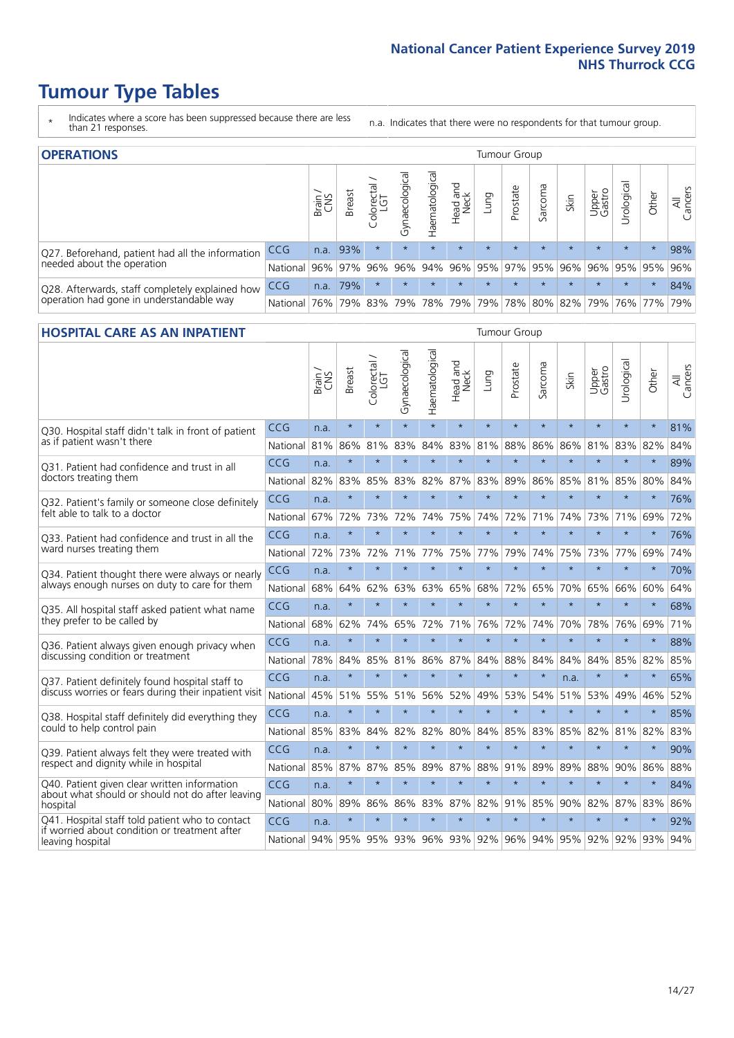# Tumour Type Tables

\* Indicates where a score has been suppressed because there are less than 21 responses.

n.a. Indicates that there were no respondents for that tumour group.

## OPERATIONS

| | | Brain / CNS | Breast | Colorectal / LGT | Gynaecological | Haematological | Head and Neck | Lung | Prostate | Sarcoma | Skin | Upper Gastro | Urological | Other | All Cancers |
|---|---|---|---|---|---|---|---|---|---|---|---|---|---|---|---|
| Q27. Beforehand, patient had all the information needed about the operation | CCG | n.a. | 93% | * | * | * | * | * | * | * | * | * | * | * | 98% |
| | National | 96% | 97% | 96% | 96% | 94% | 96% | 95% | 97% | 95% | 96% | 96% | 95% | 95% | 96% |
| Q28. Afterwards, staff completely explained how operation had gone in understandable way | CCG | n.a. | 79% | * | * | * | * | * | * | * | * | * | * | * | 84% |
| | National | 76% | 79% | 83% | 79% | 78% | 79% | 79% | 78% | 80% | 82% | 79% | 76% | 77% | 79% |

## HOSPITAL CARE AS AN INPATIENT

| | | Brain / CNS | Breast | Colorectal / LGT | Gynaecological | Haematological | Head and Neck | Lung | Prostate | Sarcoma | Skin | Upper Gastro | Urological | Other | All Cancers |
|---|---|---|---|---|---|---|---|---|---|---|---|---|---|---|---|
| Q30. Hospital staff didn't talk in front of patient as if patient wasn't there | CCG | n.a. | * | * | * | * | * | * | * | * | * | * | * | * | 81% |
| | National | 81% | 86% | 81% | 83% | 84% | 83% | 81% | 88% | 86% | 86% | 81% | 83% | 82% | 84% |
| Q31. Patient had confidence and trust in all doctors treating them | CCG | n.a. | * | * | * | * | * | * | * | * | * | * | * | * | 89% |
| | National | 82% | 83% | 85% | 83% | 82% | 87% | 83% | 89% | 86% | 85% | 81% | 85% | 80% | 84% |
| Q32. Patient's family or someone close definitely felt able to talk to a doctor | CCG | n.a. | * | * | * | * | * | * | * | * | * | * | * | * | 76% |
| | National | 67% | 72% | 73% | 72% | 74% | 75% | 74% | 72% | 71% | 74% | 73% | 71% | 69% | 72% |
| Q33. Patient had confidence and trust in all the ward nurses treating them | CCG | n.a. | * | * | * | * | * | * | * | * | * | * | * | * | 76% |
| | National | 72% | 73% | 72% | 71% | 77% | 75% | 77% | 79% | 74% | 75% | 73% | 77% | 69% | 74% |
| Q34. Patient thought there were always or nearly always enough nurses on duty to care for them | CCG | n.a. | * | * | * | * | * | * | * | * | * | * | * | * | 70% |
| | National | 68% | 64% | 62% | 63% | 63% | 65% | 68% | 72% | 65% | 70% | 65% | 66% | 60% | 64% |
| Q35. All hospital staff asked patient what name they prefer to be called by | CCG | n.a. | * | * | * | * | * | * | * | * | * | * | * | * | 68% |
| | National | 68% | 62% | 74% | 65% | 72% | 71% | 76% | 72% | 74% | 70% | 78% | 76% | 69% | 71% |
| Q36. Patient always given enough privacy when discussing condition or treatment | CCG | n.a. | * | * | * | * | * | * | * | * | * | * | * | * | 88% |
| | National | 78% | 84% | 85% | 81% | 86% | 87% | 84% | 88% | 84% | 84% | 84% | 85% | 82% | 85% |
| Q37. Patient definitely found hospital staff to discuss worries or fears during their inpatient visit | CCG | n.a. | * | * | * | * | * | * | * | * | n.a. | * | * | * | 65% |
| | National | 45% | 51% | 55% | 51% | 56% | 52% | 49% | 53% | 54% | 51% | 53% | 49% | 46% | 52% |
| Q38. Hospital staff definitely did everything they could to help control pain | CCG | n.a. | * | * | * | * | * | * | * | * | * | * | * | * | 85% |
| | National | 85% | 83% | 84% | 82% | 82% | 80% | 84% | 85% | 83% | 85% | 82% | 81% | 82% | 83% |
| Q39. Patient always felt they were treated with respect and dignity while in hospital | CCG | n.a. | * | * | * | * | * | * | * | * | * | * | * | * | 90% |
| | National | 85% | 87% | 87% | 85% | 89% | 87% | 88% | 91% | 89% | 89% | 88% | 90% | 86% | 88% |
| Q40. Patient given clear written information about what should or should not do after leaving hospital | CCG | n.a. | * | * | * | * | * | * | * | * | * | * | * | * | 84% |
| | National | 80% | 89% | 86% | 86% | 83% | 87% | 82% | 91% | 85% | 90% | 82% | 87% | 83% | 86% |
| Q41. Hospital staff told patient who to contact if worried about condition or treatment after leaving hospital | CCG | n.a. | * | * | * | * | * | * | * | * | * | * | * | * | 92% |
| | National | 94% | 95% | 95% | 93% | 96% | 93% | 92% | 96% | 94% | 95% | 92% | 92% | 93% | 94% |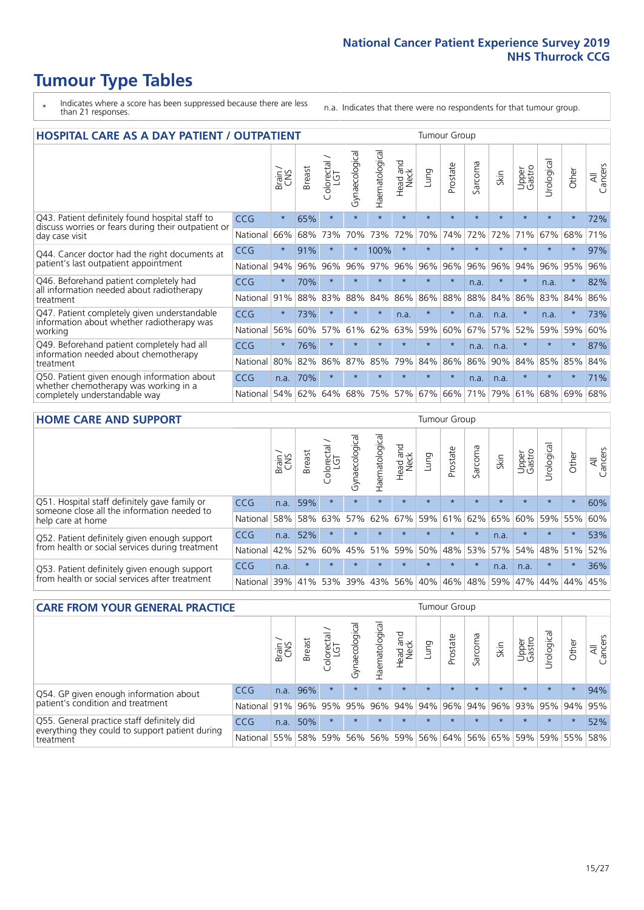# Tumour Type Tables

\* Indicates where a score has been suppressed because there are less than 21 responses.

n.a. Indicates that there were no respondents for that tumour group.

## HOSPITAL CARE AS A DAY PATIENT / OUTPATIENT

| | | Brain / CNS | Breast | Colorectal / LGT | Gynaecological | Haematological | Head and Neck | Lung | Prostate | Sarcoma | Skin | Upper Gastro | Urological | Other | All Cancers |
|---|---|---|---|---|---|---|---|---|---|---|---|---|---|---|---|
| Q43. Patient definitely found hospital staff to discuss worries or fears during their outpatient or day case visit | CCG | * | 65% | * | * | * | * | * | * | * | * | * | * | * | 72% |
| | National | 66% | 68% | 73% | 70% | 73% | 72% | 70% | 74% | 72% | 72% | 71% | 67% | 68% | 71% |
| Q44. Cancer doctor had the right documents at patient's last outpatient appointment | CCG | * | 91% | * | * | 100% | * | * | * | * | * | * | * | * | 97% |
| | National | 94% | 96% | 96% | 96% | 97% | 96% | 96% | 96% | 96% | 96% | 94% | 96% | 95% | 96% |
| Q46. Beforehand patient completely had all information needed about radiotherapy treatment | CCG | * | 70% | * | * | * | * | * | * | n.a. | * | * | n.a. | * | 82% |
| | National | 91% | 88% | 83% | 88% | 84% | 86% | 86% | 88% | 88% | 84% | 86% | 83% | 84% | 86% |
| Q47. Patient completely given understandable information about whether radiotherapy was working | CCG | * | 73% | * | * | * | n.a. | * | * | n.a. | n.a. | * | n.a. | * | 73% |
| | National | 56% | 60% | 57% | 61% | 62% | 63% | 59% | 60% | 67% | 57% | 52% | 59% | 59% | 60% |
| Q49. Beforehand patient completely had all information needed about chemotherapy treatment | CCG | * | 76% | * | * | * | * | * | * | n.a. | n.a. | * | * | * | 87% |
| | National | 80% | 82% | 86% | 87% | 85% | 79% | 84% | 86% | 86% | 90% | 84% | 85% | 85% | 84% |
| Q50. Patient given enough information about whether chemotherapy was working in a completely understandable way | CCG | n.a. | 70% | * | * | * | * | * | * | n.a. | n.a. | * | * | * | 71% |
| | National | 54% | 62% | 64% | 68% | 75% | 57% | 67% | 66% | 71% | 79% | 61% | 68% | 69% | 68% |

## HOME CARE AND SUPPORT

| | | Brain / CNS | Breast | Colorectal / LGT | Gynaecological | Haematological | Head and Neck | Lung | Prostate | Sarcoma | Skin | Upper Gastro | Urological | Other | All Cancers |
|---|---|---|---|---|---|---|---|---|---|---|---|---|---|---|---|
| Q51. Hospital staff definitely gave family or someone close all the information needed to help care at home | CCG | n.a. | 59% | * | * | * | * | * | * | * | * | * | * | * | 60% |
| | National | 58% | 58% | 63% | 57% | 62% | 67% | 59% | 61% | 62% | 65% | 60% | 59% | 55% | 60% |
| Q52. Patient definitely given enough support from health or social services during treatment | CCG | n.a. | 52% | * | * | * | * | * | * | * | n.a. | * | * | * | 53% |
| | National | 42% | 52% | 60% | 45% | 51% | 59% | 50% | 48% | 53% | 57% | 54% | 48% | 51% | 52% |
| Q53. Patient definitely given enough support from health or social services after treatment | CCG | n.a. | * | * | * | * | * | * | * | * | n.a. | n.a. | * | * | 36% |
| | National | 39% | 41% | 53% | 39% | 43% | 56% | 40% | 46% | 48% | 59% | 47% | 44% | 44% | 45% |

## CARE FROM YOUR GENERAL PRACTICE

| | | Brain / CNS | Breast | Colorectal / LGT | Gynaecological | Haematological | Head and Neck | Lung | Prostate | Sarcoma | Skin | Upper Gastro | Urological | Other | All Cancers |
|---|---|---|---|---|---|---|---|---|---|---|---|---|---|---|---|
| Q54. GP given enough information about patient's condition and treatment | CCG | n.a. | 96% | * | * | * | * | * | * | * | * | * | * | * | 94% |
| | National | 91% | 96% | 95% | 95% | 96% | 94% | 94% | 96% | 94% | 96% | 93% | 95% | 94% | 95% |
| Q55. General practice staff definitely did everything they could to support patient during treatment | CCG | n.a. | 50% | * | * | * | * | * | * | * | * | * | * | * | 52% |
| | National | 55% | 58% | 59% | 56% | 56% | 59% | 56% | 64% | 56% | 65% | 59% | 59% | 55% | 58% |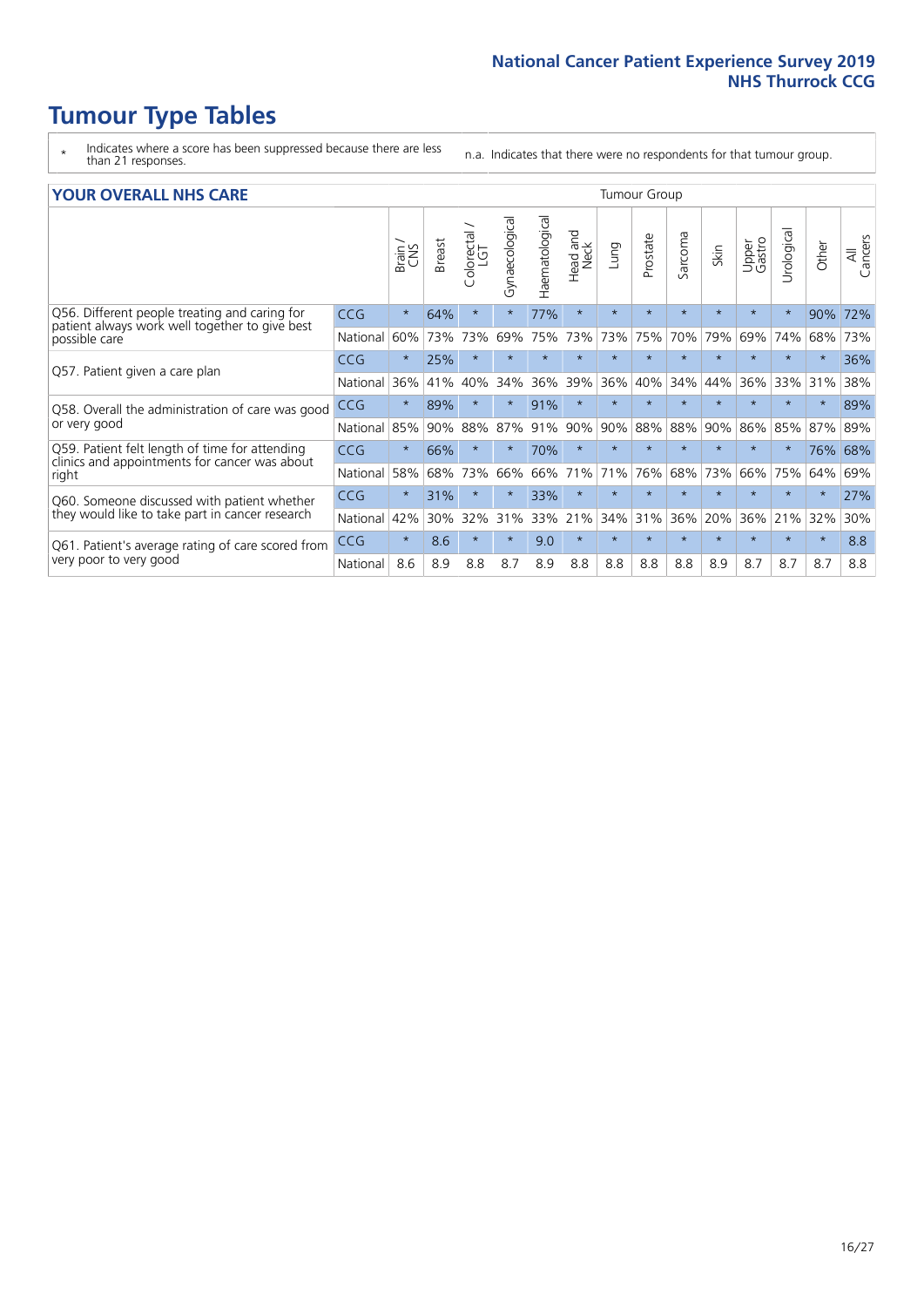# Tumour Type Tables

\* Indicates where a score has been suppressed because there are less than 21 responses.

n.a. Indicates that there were no respondents for that tumour group.

## YOUR OVERALL NHS CARE

| | | Brain / CNS | Breast | Colorectal / LGT | Gynaecological | Haematological | Head and Neck | Lung | Prostate | Sarcoma | Skin | Upper Gastro | Urological | Other | All Cancers |
|---|---|---|---|---|---|---|---|---|---|---|---|---|---|---|---|
| Q56. Different people treating and caring for patient always work well together to give best possible care | CCG | * | 64% | * | * | 77% | * | * | * | * | * | * | * | 90% | 72% |
| | National | 60% | 73% | 73% | 69% | 75% | 73% | 73% | 75% | 70% | 79% | 69% | 74% | 68% | 73% |
| Q57. Patient given a care plan | CCG | * | 25% | * | * | * | * | * | * | * | * | * | * | * | 36% |
| | National | 36% | 41% | 40% | 34% | 36% | 39% | 36% | 40% | 34% | 44% | 36% | 33% | 31% | 38% |
| Q58. Overall the administration of care was good or very good | CCG | * | 89% | * | * | 91% | * | * | * | * | * | * | * | * | 89% |
| | National | 85% | 90% | 88% | 87% | 91% | 90% | 90% | 88% | 88% | 90% | 86% | 85% | 87% | 89% |
| Q59. Patient felt length of time for attending clinics and appointments for cancer was about right | CCG | * | 66% | * | * | 70% | * | * | * | * | * | * | * | 76% | 68% |
| | National | 58% | 68% | 73% | 66% | 66% | 71% | 71% | 76% | 68% | 73% | 66% | 75% | 64% | 69% |
| Q60. Someone discussed with patient whether they would like to take part in cancer research | CCG | * | 31% | * | * | 33% | * | * | * | * | * | * | * | * | 27% |
| | National | 42% | 30% | 32% | 31% | 33% | 21% | 34% | 31% | 36% | 20% | 36% | 21% | 32% | 30% |
| Q61. Patient's average rating of care scored from very poor to very good | CCG | * | 8.6 | * | * | 9.0 | * | * | * | * | * | * | * | * | 8.8 |
| | National | 8.6 | 8.9 | 8.8 | 8.7 | 8.9 | 8.8 | 8.8 | 8.8 | 8.8 | 8.9 | 8.7 | 8.7 | 8.7 | 8.8 |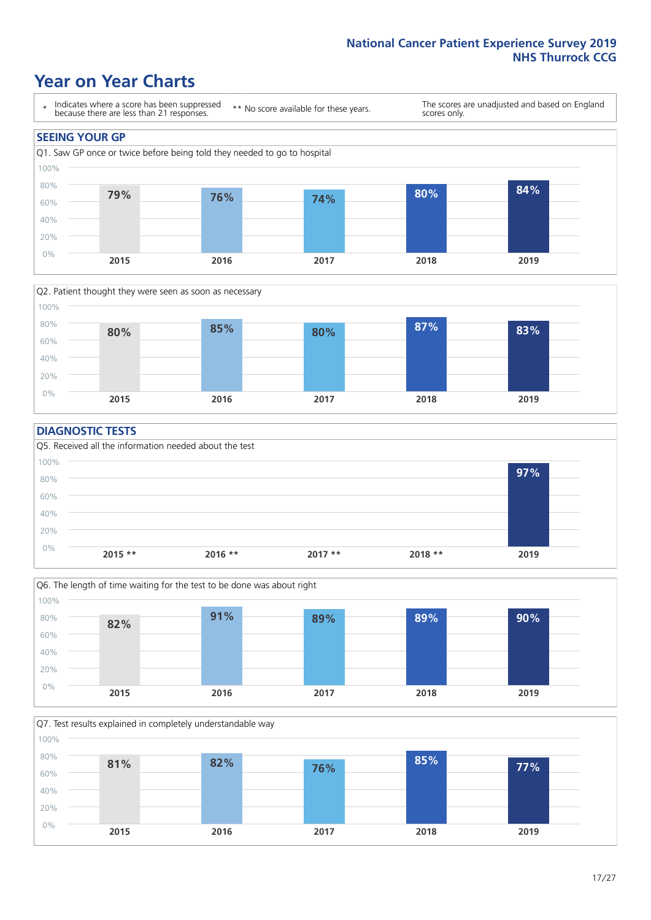# Year on Year Charts

\* Indicates where a score has been suppressed because there are less than 21 responses.

** No score available for these years.

The scores are unadjusted and based on England scores only.

## SEEING YOUR GP

Q1. Saw GP once or twice before being told they needed to go to hospital

| 2015 | 2016 | 2017 | 2018 | 2019 |
|---|---|---|---|---|
| 79% | 76% | 74% | 80% | 84% |

Q2. Patient thought they were seen as soon as necessary

| 2015 | 2016 | 2017 | 2018 | 2019 |
|---|---|---|---|---|
| 80% | 85% | 80% | 87% | 83% |

## DIAGNOSTIC TESTS

Q5. Received all the information needed about the test

| 2015 ** | 2016 ** | 2017 ** | 2018 ** | 2019 |
|---|---|---|---|---|
| | | | | 97% |

Q6. The length of time waiting for the test to be done was about right

| 2015 | 2016 | 2017 | 2018 | 2019 |
|---|---|---|---|---|
| 82% | 91% | 89% | 89% | 90% |

Q7. Test results explained in completely understandable way

| 2015 | 2016 | 2017 | 2018 | 2019 |
|---|---|---|---|---|
| 81% | 82% | 76% | 85% | 77% |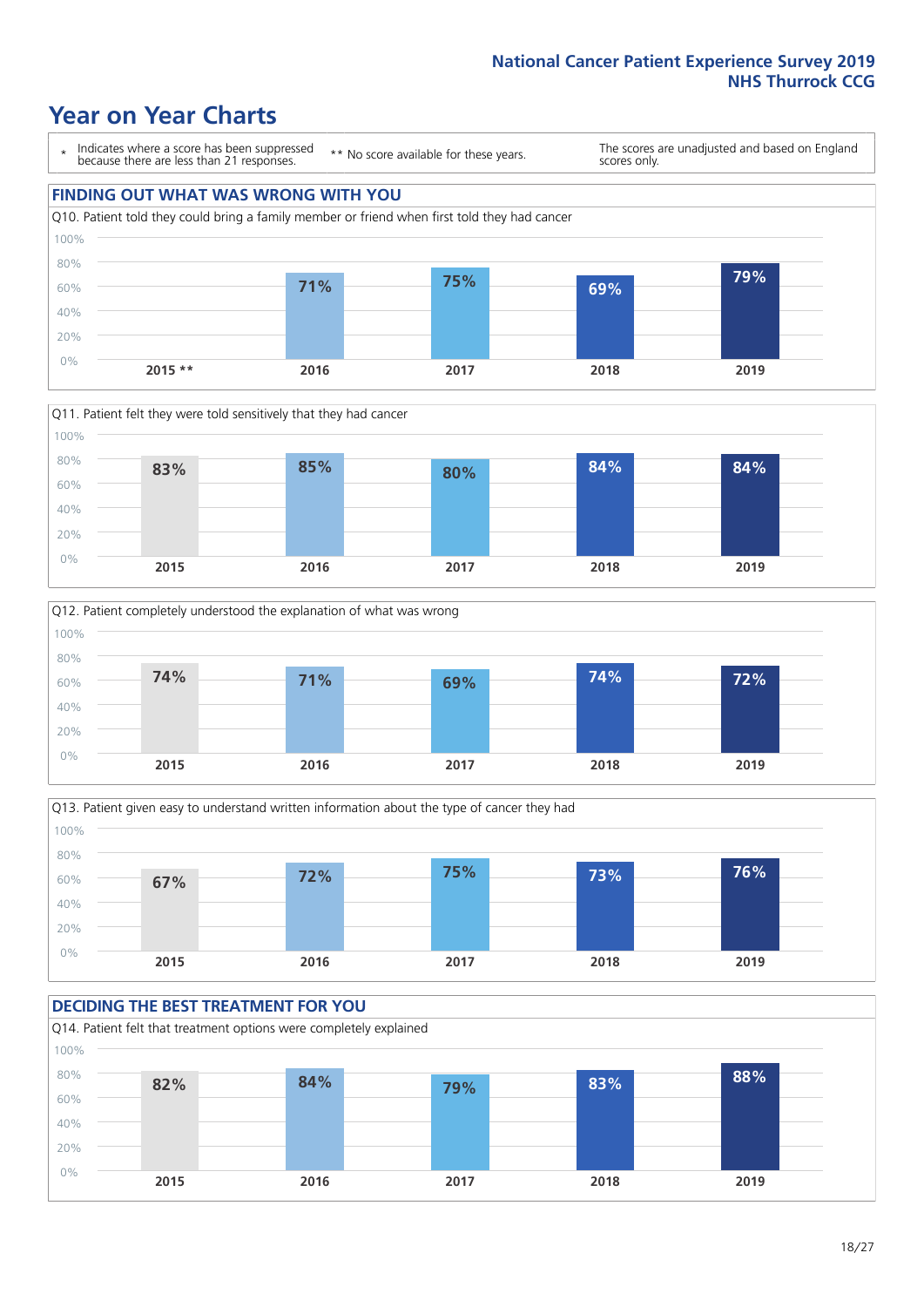# Year on Year Charts

| * Indicates where a score has been suppressed because there are less than 21 responses. | ** No score available for these years. | The scores are unadjusted and based on England scores only. |
|---|---|---|

## FINDING OUT WHAT WAS WRONG WITH YOU

Q10. Patient told they could bring a family member or friend when first told they had cancer

| 2015 ** | 2016 | 2017 | 2018 | 2019 |
|---|---|---|---|---|
| | 71% | 75% | 69% | 79% |

Q11. Patient felt they were told sensitively that they had cancer

| 2015 | 2016 | 2017 | 2018 | 2019 |
|---|---|---|---|---|
| 83% | 85% | 80% | 84% | 84% |

Q12. Patient completely understood the explanation of what was wrong

| 2015 | 2016 | 2017 | 2018 | 2019 |
|---|---|---|---|---|
| 74% | 71% | 69% | 74% | 72% |

Q13. Patient given easy to understand written information about the type of cancer they had

| 2015 | 2016 | 2017 | 2018 | 2019 |
|---|---|---|---|---|
| 67% | 72% | 75% | 73% | 76% |

## DECIDING THE BEST TREATMENT FOR YOU

Q14. Patient felt that treatment options were completely explained

| 2015 | 2016 | 2017 | 2018 | 2019 |
|---|---|---|---|---|
| 82% | 84% | 79% | 83% | 88% |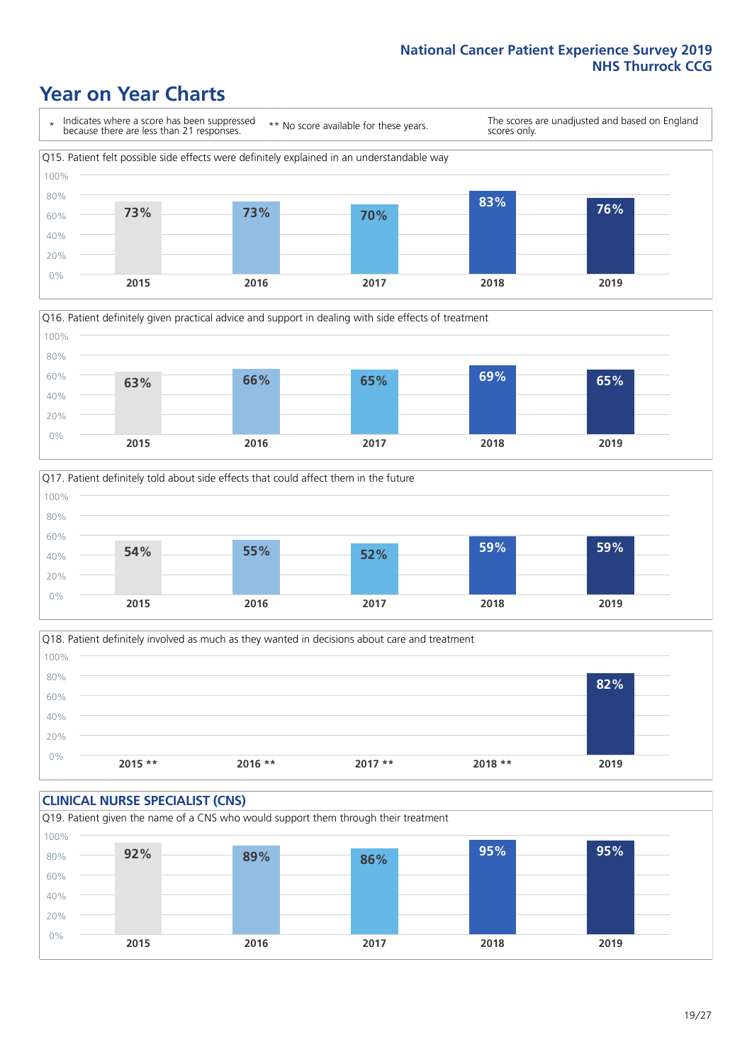# Year on Year Charts

\* Indicates where a score has been suppressed because there are less than 21 responses.

** No score available for these years.

The scores are unadjusted and based on England scores only.

Q15. Patient felt possible side effects were definitely explained in an understandable way

| 2015 | 2016 | 2017 | 2018 | 2019 |
|---|---|---|---|---|
| 73% | 73% | 70% | 83% | 76% |

Q16. Patient definitely given practical advice and support in dealing with side effects of treatment

| 2015 | 2016 | 2017 | 2018 | 2019 |
|---|---|---|---|---|
| 63% | 66% | 65% | 69% | 65% |

Q17. Patient definitely told about side effects that could affect them in the future

| 2015 | 2016 | 2017 | 2018 | 2019 |
|---|---|---|---|---|
| 54% | 55% | 52% | 59% | 59% |

Q18. Patient definitely involved as much as they wanted in decisions about care and treatment

| 2015 ** | 2016 ** | 2017 ** | 2018 ** | 2019 |
|---|---|---|---|---|
| | | | | 82% |

## CLINICAL NURSE SPECIALIST (CNS)

Q19. Patient given the name of a CNS who would support them through their treatment

| 2015 | 2016 | 2017 | 2018 | 2019 |
|---|---|---|---|---|
| 92% | 89% | 86% | 95% | 95% |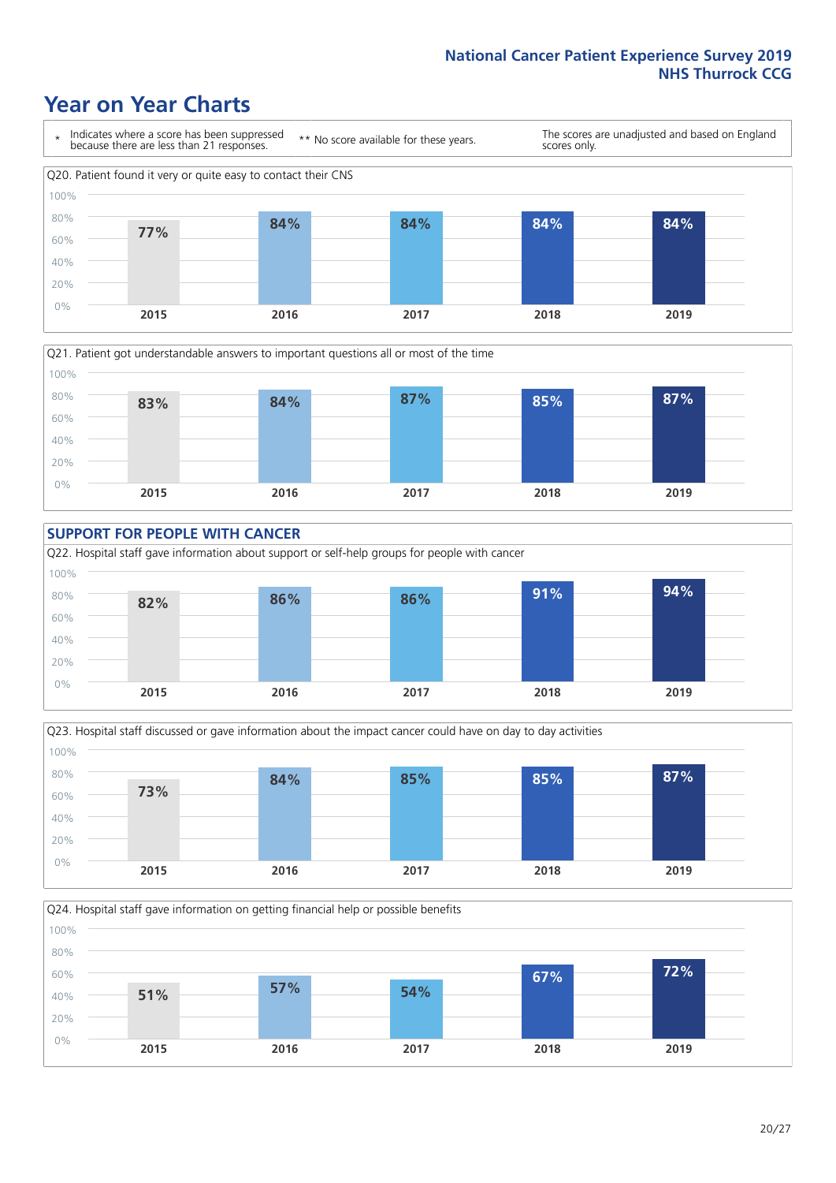# Year on Year Charts

\* Indicates where a score has been suppressed because there are less than 21 responses.

\*\* No score available for these years.

The scores are unadjusted and based on England scores only.

Q20. Patient found it very or quite easy to contact their CNS

| 2015 | 2016 | 2017 | 2018 | 2019 |
|---|---|---|---|---|
| 77% | 84% | 84% | 84% | 84% |

Q21. Patient got understandable answers to important questions all or most of the time

| 2015 | 2016 | 2017 | 2018 | 2019 |
|---|---|---|---|---|
| 83% | 84% | 87% | 85% | 87% |

## SUPPORT FOR PEOPLE WITH CANCER

Q22. Hospital staff gave information about support or self-help groups for people with cancer

| 2015 | 2016 | 2017 | 2018 | 2019 |
|---|---|---|---|---|
| 82% | 86% | 86% | 91% | 94% |

Q23. Hospital staff discussed or gave information about the impact cancer could have on day to day activities

| 2015 | 2016 | 2017 | 2018 | 2019 |
|---|---|---|---|---|
| 73% | 84% | 85% | 85% | 87% |

Q24. Hospital staff gave information on getting financial help or possible benefits

| 2015 | 2016 | 2017 | 2018 | 2019 |
|---|---|---|---|---|
| 51% | 57% | 54% | 67% | 72% |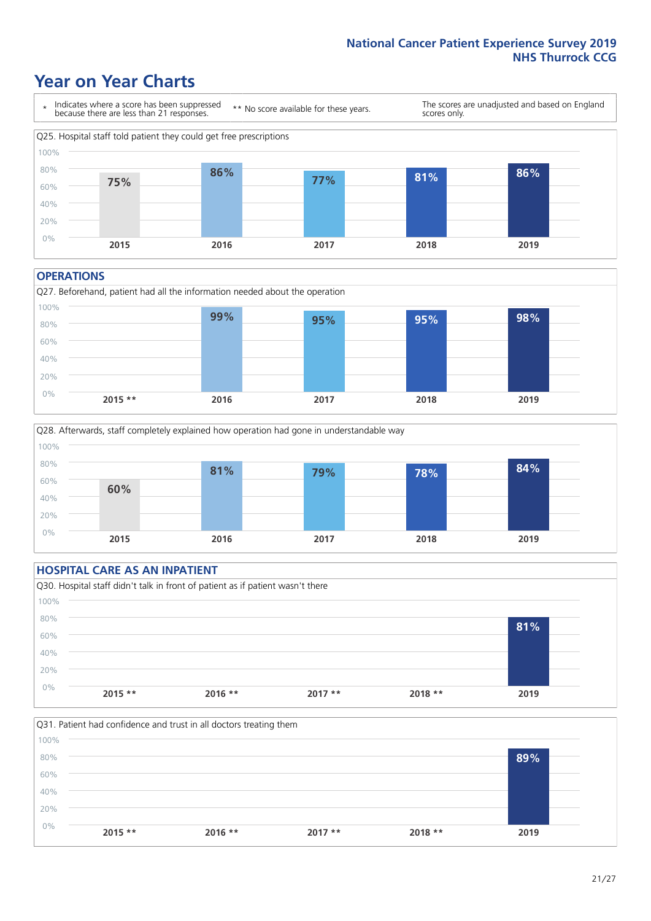# Year on Year Charts

\* Indicates where a score has been suppressed because there are less than 21 responses.

** No score available for these years.

The scores are unadjusted and based on England scores only.

Q25. Hospital staff told patient they could get free prescriptions

| 2015 | 2016 | 2017 | 2018 | 2019 |
|---|---|---|---|---|
| 75% | 86% | 77% | 81% | 86% |

## OPERATIONS

Q27. Beforehand, patient had all the information needed about the operation

| 2015 ** | 2016 | 2017 | 2018 | 2019 |
|---|---|---|---|---|
| | 99% | 95% | 95% | 98% |

Q28. Afterwards, staff completely explained how operation had gone in understandable way

| 2015 | 2016 | 2017 | 2018 | 2019 |
|---|---|---|---|---|
| 60% | 81% | 79% | 78% | 84% |

## HOSPITAL CARE AS AN INPATIENT

Q30. Hospital staff didn't talk in front of patient as if patient wasn't there

| 2015 ** | 2016 ** | 2017 ** | 2018 ** | 2019 |
|---|---|---|---|---|
| | | | | 81% |

Q31. Patient had confidence and trust in all doctors treating them

| 2015 ** | 2016 ** | 2017 ** | 2018 ** | 2019 |
|---|---|---|---|---|
| | | | | 89% |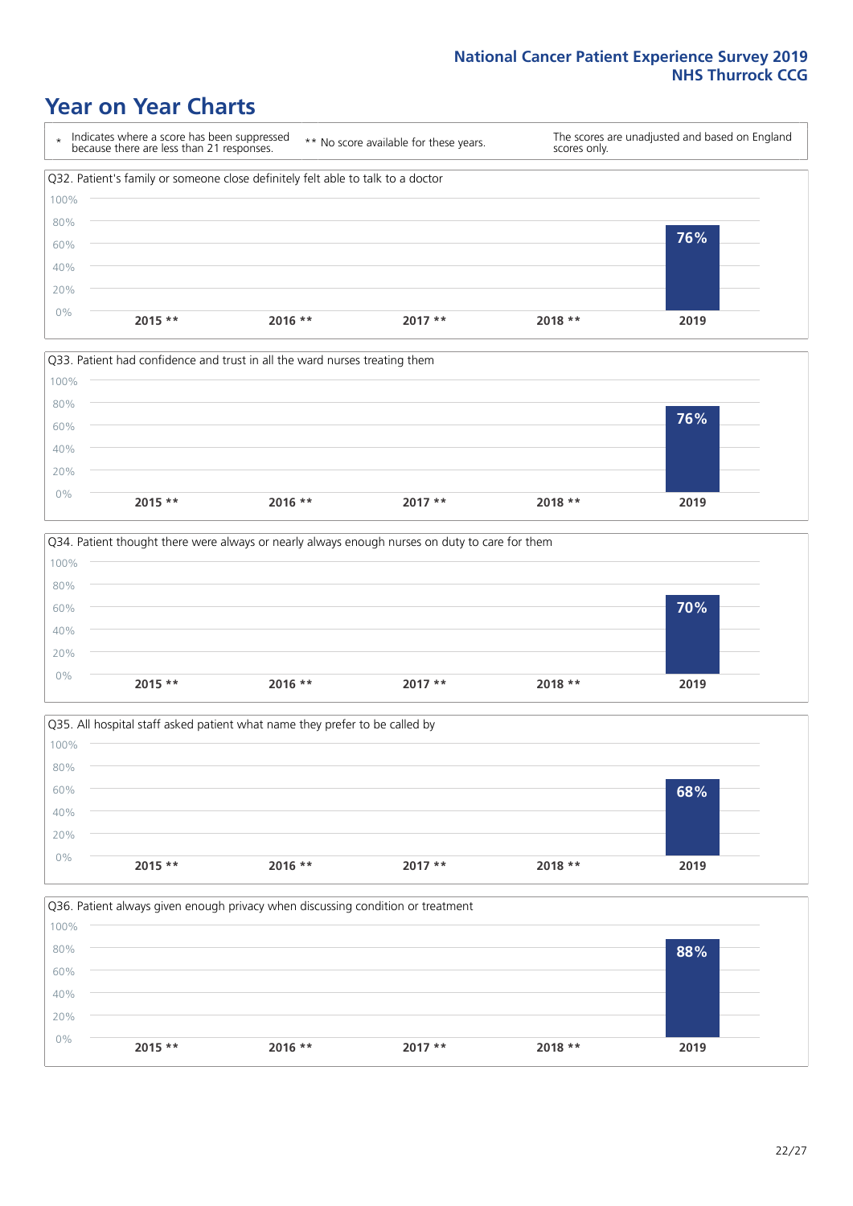# Year on Year Charts

| * Indicates where a score has been suppressed because there are less than 21 responses. | ** No score available for these years. | The scores are unadjusted and based on England scores only. |
| --- | --- | --- |

Q32. Patient's family or someone close definitely felt able to talk to a doctor

| 2015 ** | 2016 ** | 2017 ** | 2018 ** | 2019 |
| --- | --- | --- | --- | --- |
| | | | | 76% |

Q33. Patient had confidence and trust in all the ward nurses treating them

| 2015 ** | 2016 ** | 2017 ** | 2018 ** | 2019 |
| --- | --- | --- | --- | --- |
| | | | | 76% |

Q34. Patient thought there were always or nearly always enough nurses on duty to care for them

| 2015 ** | 2016 ** | 2017 ** | 2018 ** | 2019 |
| --- | --- | --- | --- | --- |
| | | | | 70% |

Q35. All hospital staff asked patient what name they prefer to be called by

| 2015 ** | 2016 ** | 2017 ** | 2018 ** | 2019 |
| --- | --- | --- | --- | --- |
| | | | | 68% |

Q36. Patient always given enough privacy when discussing condition or treatment

| 2015 ** | 2016 ** | 2017 ** | 2018 ** | 2019 |
| --- | --- | --- | --- | --- |
| | | | | 88% |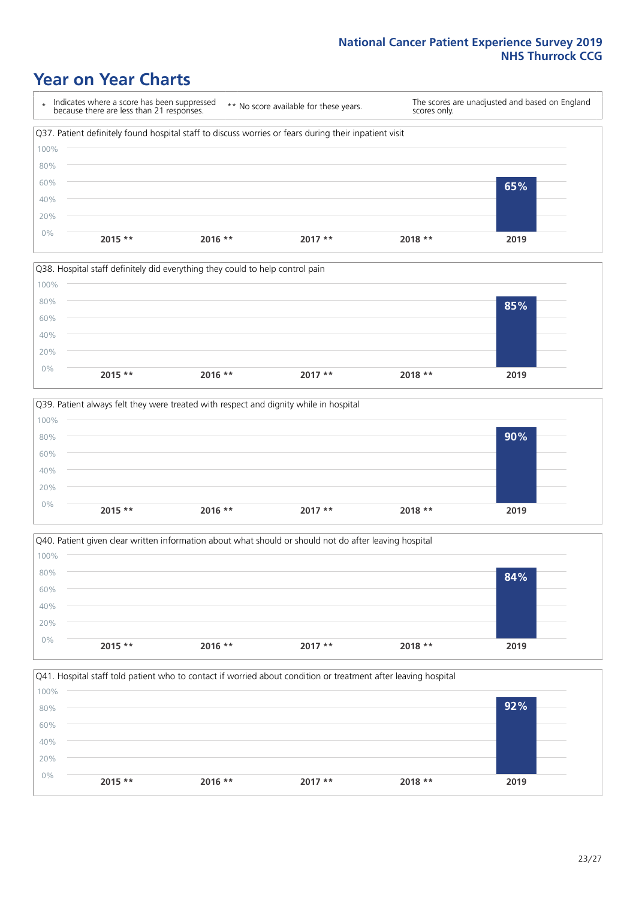# Year on Year Charts

\* Indicates where a score has been suppressed because there are less than 21 responses.

** No score available for these years.

The scores are unadjusted and based on England scores only.

Q37. Patient definitely found hospital staff to discuss worries or fears during their inpatient visit

| 2015 ** | 2016 ** | 2017 ** | 2018 ** | 2019 |
|---|---|---|---|---|
| | | | | 65% |

Q38. Hospital staff definitely did everything they could to help control pain

| 2015 ** | 2016 ** | 2017 ** | 2018 ** | 2019 |
|---|---|---|---|---|
| | | | | 85% |

Q39. Patient always felt they were treated with respect and dignity while in hospital

| 2015 ** | 2016 ** | 2017 ** | 2018 ** | 2019 |
|---|---|---|---|---|
| | | | | 90% |

Q40. Patient given clear written information about what should or should not do after leaving hospital

| 2015 ** | 2016 ** | 2017 ** | 2018 ** | 2019 |
|---|---|---|---|---|
| | | | | 84% |

Q41. Hospital staff told patient who to contact if worried about condition or treatment after leaving hospital

| 2015 ** | 2016 ** | 2017 ** | 2018 ** | 2019 |
|---|---|---|---|---|
| | | | | 92% |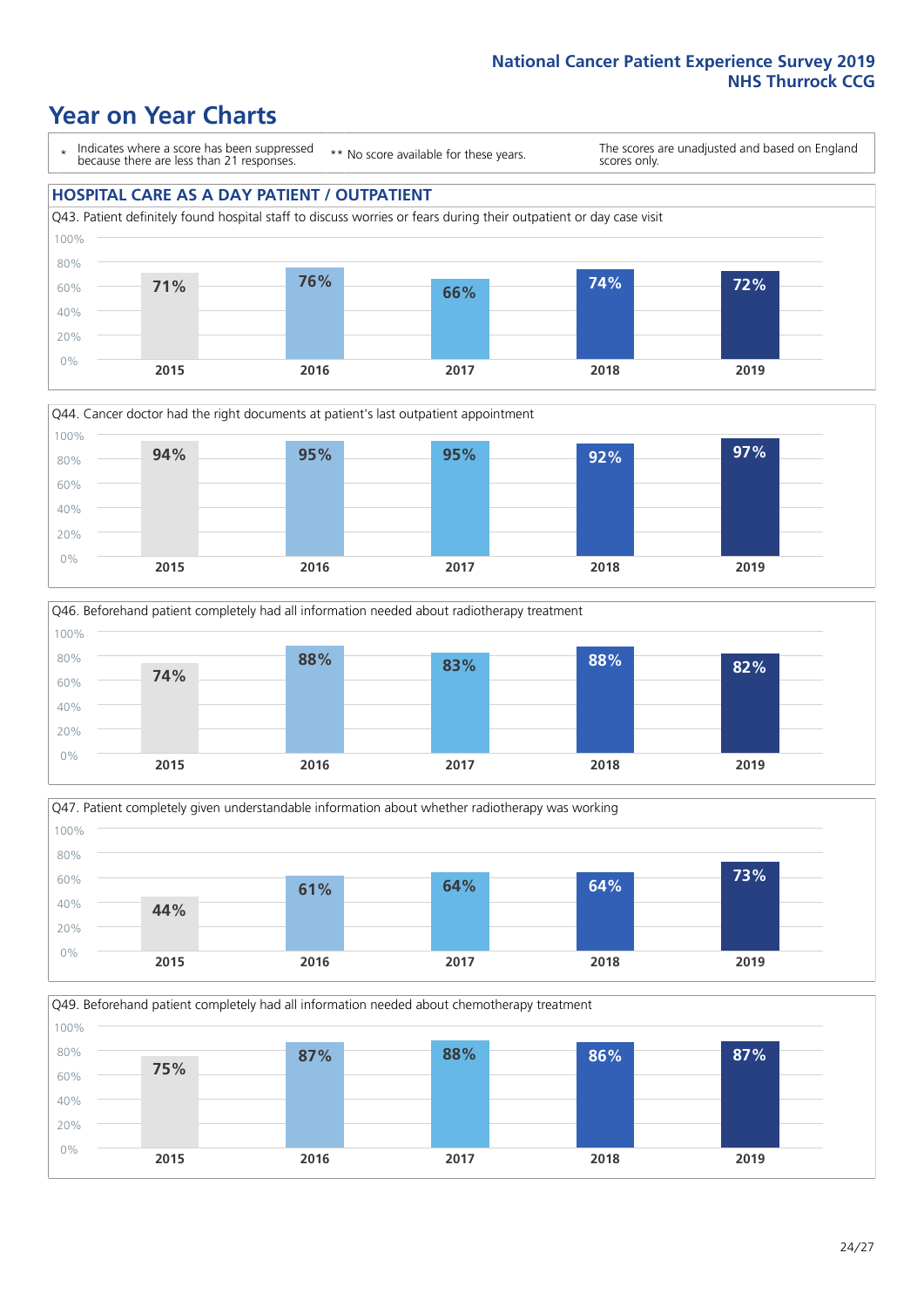# Year on Year Charts

\* Indicates where a score has been suppressed because there are less than 21 responses.

\*\* No score available for these years.

The scores are unadjusted and based on England scores only.

## HOSPITAL CARE AS A DAY PATIENT / OUTPATIENT

Q43. Patient definitely found hospital staff to discuss worries or fears during their outpatient or day case visit

| 2015 | 2016 | 2017 | 2018 | 2019 |
|---|---|---|---|---|
| 71% | 76% | 66% | 74% | 72% |

Q44. Cancer doctor had the right documents at patient's last outpatient appointment

| 2015 | 2016 | 2017 | 2018 | 2019 |
|---|---|---|---|---|
| 94% | 95% | 95% | 92% | 97% |

Q46. Beforehand patient completely had all information needed about radiotherapy treatment

| 2015 | 2016 | 2017 | 2018 | 2019 |
|---|---|---|---|---|
| 74% | 88% | 83% | 88% | 82% |

Q47. Patient completely given understandable information about whether radiotherapy was working

| 2015 | 2016 | 2017 | 2018 | 2019 |
|---|---|---|---|---|
| 44% | 61% | 64% | 64% | 73% |

Q49. Beforehand patient completely had all information needed about chemotherapy treatment

| 2015 | 2016 | 2017 | 2018 | 2019 |
|---|---|---|---|---|
| 75% | 87% | 88% | 86% | 87% |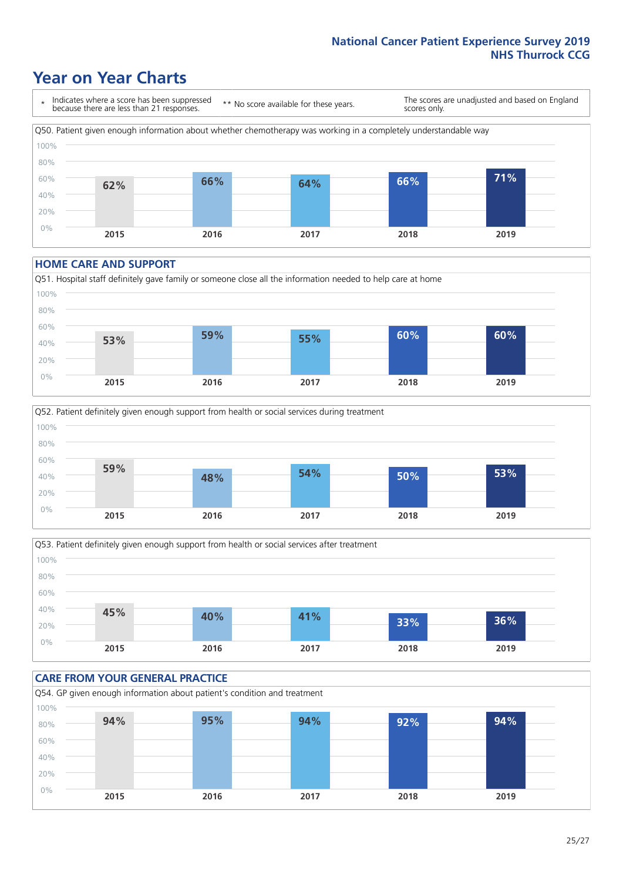# Year on Year Charts

\* Indicates where a score has been suppressed because there are less than 21 responses.

\*\* No score available for these years.

The scores are unadjusted and based on England scores only.

Q50. Patient given enough information about whether chemotherapy was working in a completely understandable way

| 2015 | 2016 | 2017 | 2018 | 2019 |
| --- | --- | --- | --- | --- |
| 62% | 66% | 64% | 66% | 71% |

## HOME CARE AND SUPPORT

Q51. Hospital staff definitely gave family or someone close all the information needed to help care at home

| 2015 | 2016 | 2017 | 2018 | 2019 |
| --- | --- | --- | --- | --- |
| 53% | 59% | 55% | 60% | 60% |

Q52. Patient definitely given enough support from health or social services during treatment

| 2015 | 2016 | 2017 | 2018 | 2019 |
| --- | --- | --- | --- | --- |
| 59% | 48% | 54% | 50% | 53% |

Q53. Patient definitely given enough support from health or social services after treatment

| 2015 | 2016 | 2017 | 2018 | 2019 |
| --- | --- | --- | --- | --- |
| 45% | 40% | 41% | 33% | 36% |

## CARE FROM YOUR GENERAL PRACTICE

Q54. GP given enough information about patient's condition and treatment

| 2015 | 2016 | 2017 | 2018 | 2019 |
| --- | --- | --- | --- | --- |
| 94% | 95% | 94% | 92% | 94% |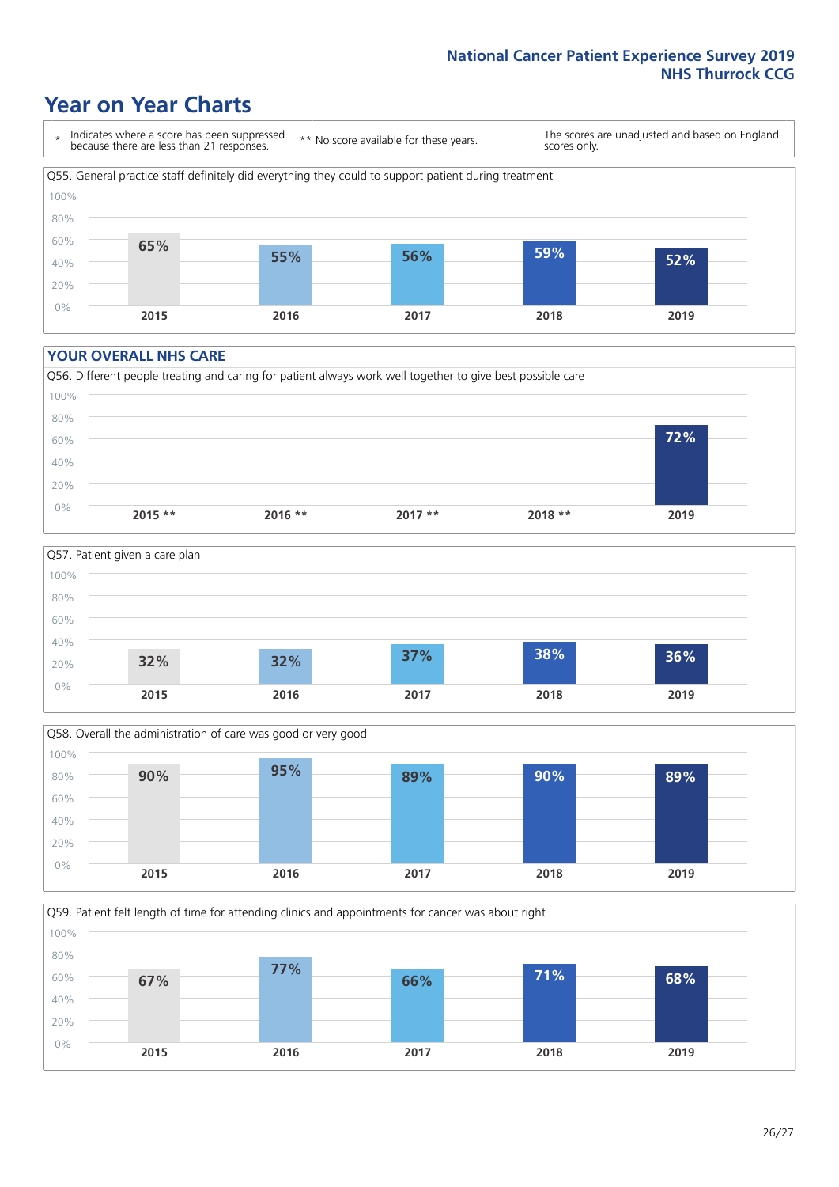# Year on Year Charts

\* Indicates where a score has been suppressed because there are less than 21 responses.

** No score available for these years.

The scores are unadjusted and based on England scores only.

Q55. General practice staff definitely did everything they could to support patient during treatment

| 2015 | 2016 | 2017 | 2018 | 2019 |
|---|---|---|---|---|
| 65% | 55% | 56% | 59% | 52% |

## YOUR OVERALL NHS CARE

Q56. Different people treating and caring for patient always work well together to give best possible care

| 2015 ** | 2016 ** | 2017 ** | 2018 ** | 2019 |
|---|---|---|---|---|
| | | | | 72% |

Q57. Patient given a care plan

| 2015 | 2016 | 2017 | 2018 | 2019 |
|---|---|---|---|---|
| 32% | 32% | 37% | 38% | 36% |

Q58. Overall the administration of care was good or very good

| 2015 | 2016 | 2017 | 2018 | 2019 |
|---|---|---|---|---|
| 90% | 95% | 89% | 90% | 89% |

Q59. Patient felt length of time for attending clinics and appointments for cancer was about right

| 2015 | 2016 | 2017 | 2018 | 2019 |
|---|---|---|---|---|
| 67% | 77% | 66% | 71% | 68% |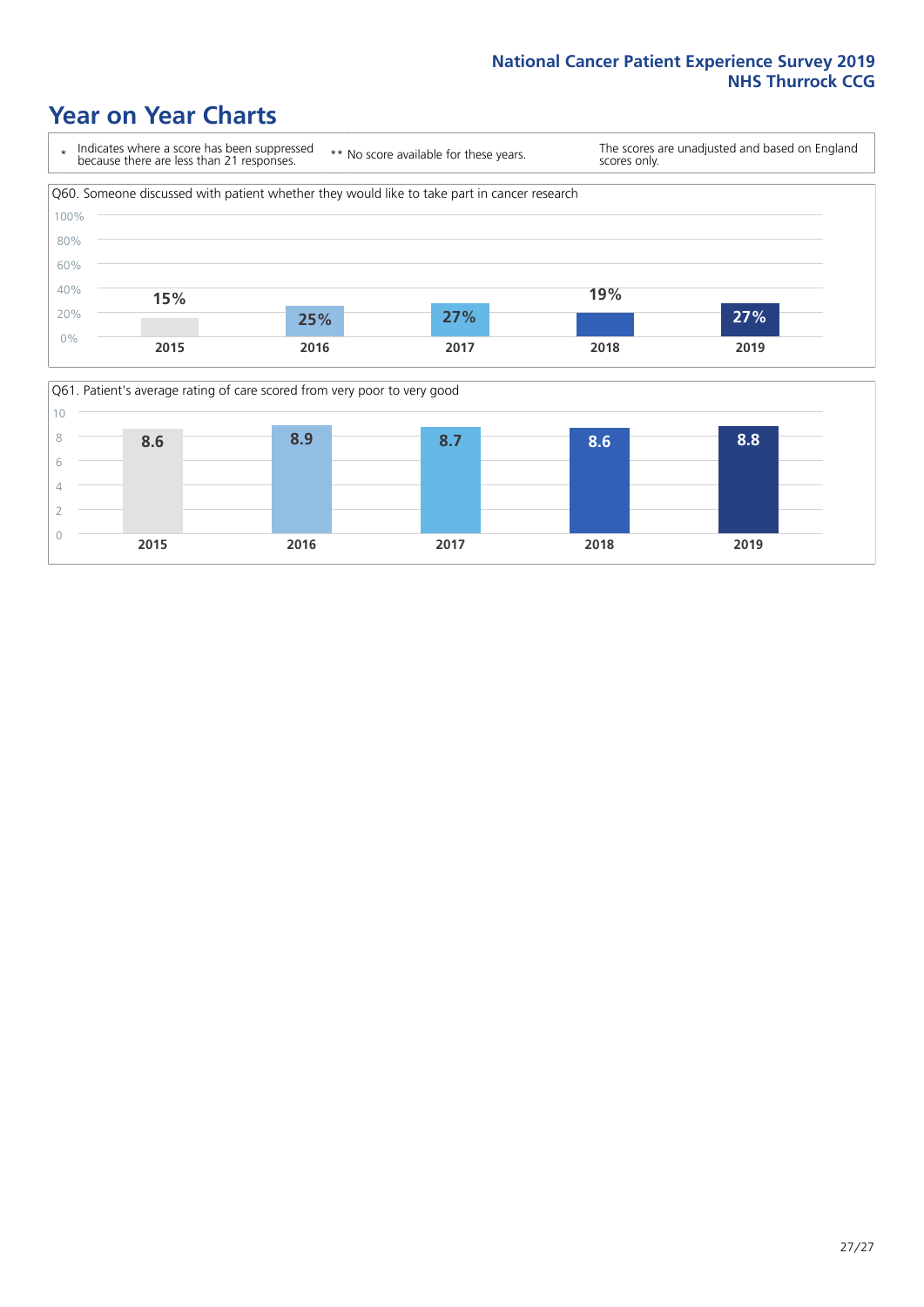# Year on Year Charts

\* Indicates where a score has been suppressed because there are less than 21 responses.

** No score available for these years.

The scores are unadjusted and based on England scores only.

Q60. Someone discussed with patient whether they would like to take part in cancer research

100%
80%
60%
40%
20%
0%

15% 2015
25% 2016
27% 2017
19% 2018
27% 2019

Q61. Patient's average rating of care scored from very poor to very good

10
8
6
4
2
0

8.6 2015
8.9 2016
8.7 2017
8.6 2018
8.8 2019